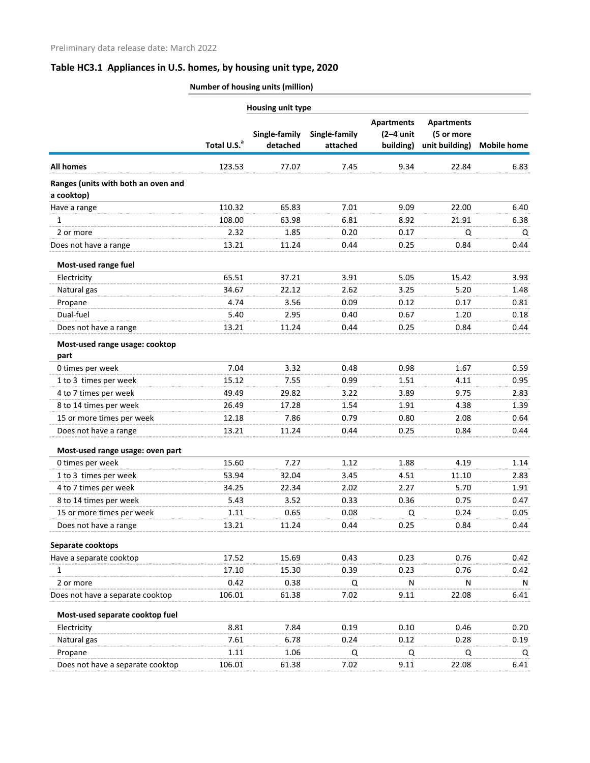Preliminary data release date: March 2022

## Table HC3.1 Appliances in U.S. homes, by housing unit type, 2020

| | Number of housing units (million) | | | | | |
|---|---|---|---|---|---|---|
| | | Housing unit type | | | | |
| | Total U.S.[a] | Single-family detached | Single-family attached | Apartments (2–4 unit building) | Apartments (5 or more unit building) | Mobile home |
| **All homes** | 123.53 | 77.07 | 7.45 | 9.34 | 22.84 | 6.83 |
| **Ranges (units with both an oven and a cooktop)** | | | | | | |
| Have a range | 110.32 | 65.83 | 7.01 | 9.09 | 22.00 | 6.40 |
| 1 | 108.00 | 63.98 | 6.81 | 8.92 | 21.91 | 6.38 |
| 2 or more | 2.32 | 1.85 | 0.20 | 0.17 | Q | Q |
| Does not have a range | 13.21 | 11.24 | 0.44 | 0.25 | 0.84 | 0.44 |
| **Most-used range fuel** | | | | | | |
| Electricity | 65.51 | 37.21 | 3.91 | 5.05 | 15.42 | 3.93 |
| Natural gas | 34.67 | 22.12 | 2.62 | 3.25 | 5.20 | 1.48 |
| Propane | 4.74 | 3.56 | 0.09 | 0.12 | 0.17 | 0.81 |
| Dual-fuel | 5.40 | 2.95 | 0.40 | 0.67 | 1.20 | 0.18 |
| Does not have a range | 13.21 | 11.24 | 0.44 | 0.25 | 0.84 | 0.44 |
| **Most-used range usage: cooktop part** | | | | | | |
| 0 times per week | 7.04 | 3.32 | 0.48 | 0.98 | 1.67 | 0.59 |
| 1 to 3 times per week | 15.12 | 7.55 | 0.99 | 1.51 | 4.11 | 0.95 |
| 4 to 7 times per week | 49.49 | 29.82 | 3.22 | 3.89 | 9.75 | 2.83 |
| 8 to 14 times per week | 26.49 | 17.28 | 1.54 | 1.91 | 4.38 | 1.39 |
| 15 or more times per week | 12.18 | 7.86 | 0.79 | 0.80 | 2.08 | 0.64 |
| Does not have a range | 13.21 | 11.24 | 0.44 | 0.25 | 0.84 | 0.44 |
| **Most-used range usage: oven part** | | | | | | |
| 0 times per week | 15.60 | 7.27 | 1.12 | 1.88 | 4.19 | 1.14 |
| 1 to 3 times per week | 53.94 | 32.04 | 3.45 | 4.51 | 11.10 | 2.83 |
| 4 to 7 times per week | 34.25 | 22.34 | 2.02 | 2.27 | 5.70 | 1.91 |
| 8 to 14 times per week | 5.43 | 3.52 | 0.33 | 0.36 | 0.75 | 0.47 |
| 15 or more times per week | 1.11 | 0.65 | 0.08 | Q | 0.24 | 0.05 |
| Does not have a range | 13.21 | 11.24 | 0.44 | 0.25 | 0.84 | 0.44 |
| **Separate cooktops** | | | | | | |
| Have a separate cooktop | 17.52 | 15.69 | 0.43 | 0.23 | 0.76 | 0.42 |
| 1 | 17.10 | 15.30 | 0.39 | 0.23 | 0.76 | 0.42 |
| 2 or more | 0.42 | 0.38 | Q | N | N | N |
| Does not have a separate cooktop | 106.01 | 61.38 | 7.02 | 9.11 | 22.08 | 6.41 |
| **Most-used separate cooktop fuel** | | | | | | |
| Electricity | 8.81 | 7.84 | 0.19 | 0.10 | 0.46 | 0.20 |
| Natural gas | 7.61 | 6.78 | 0.24 | 0.12 | 0.28 | 0.19 |
| Propane | 1.11 | 1.06 | Q | Q | Q | Q |
| Does not have a separate cooktop | 106.01 | 61.38 | 7.02 | 9.11 | 22.08 | 6.41 |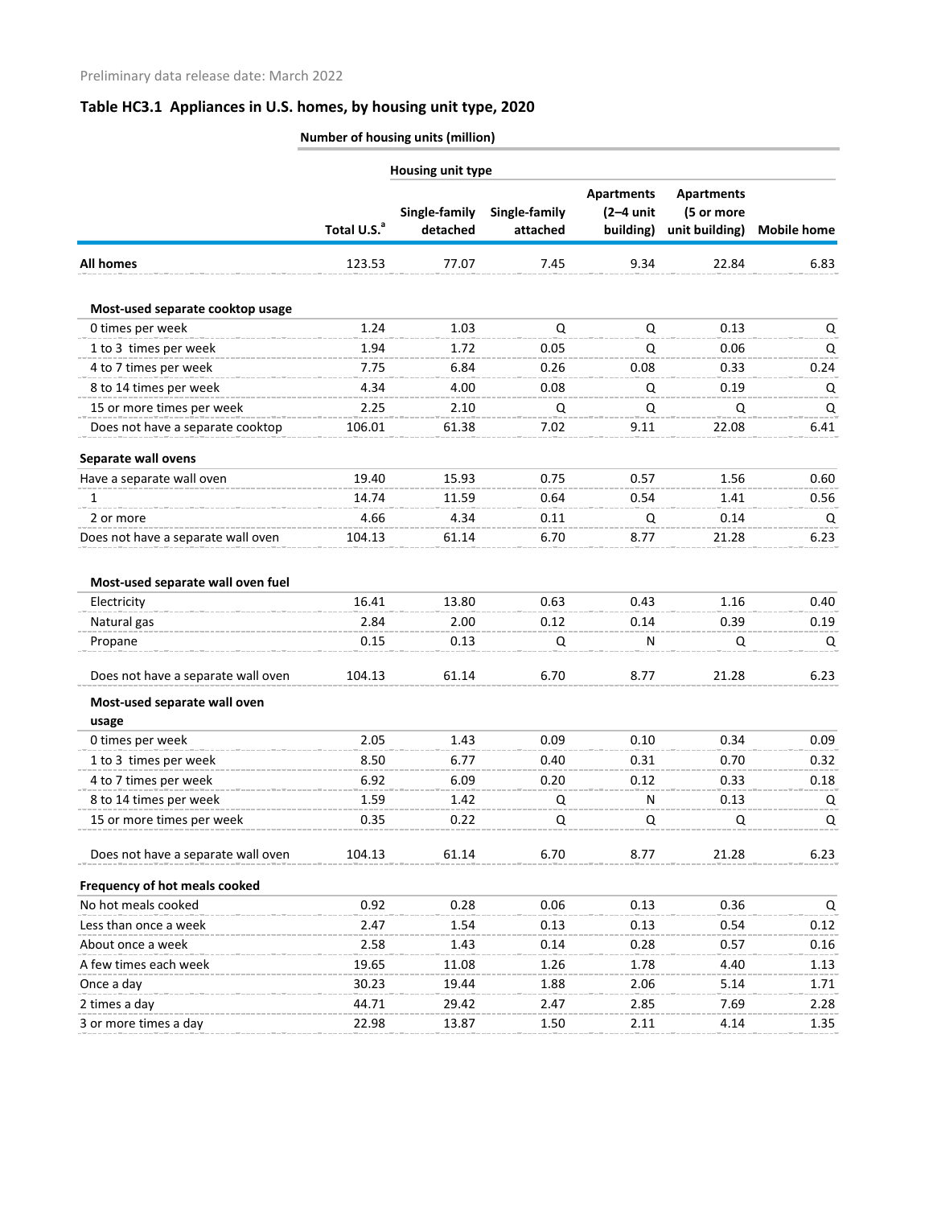Preliminary data release date: March 2022

## Table HC3.1 Appliances in U.S. homes, by housing unit type, 2020

| | Number of housing units (million) | | | | | |
|---|---|---|---|---|---|---|
| | | Housing unit type | | | | |
| | Total U.S.[a] | Single-family detached | Single-family attached | Apartments (2–4 unit building) | Apartments (5 or more unit building) | Mobile home |
| **All homes** | 123.53 | 77.07 | 7.45 | 9.34 | 22.84 | 6.83 |
| **Most-used separate cooktop usage** | | | | | | |
| 0 times per week | 1.24 | 1.03 | Q | Q | 0.13 | Q |
| 1 to 3 times per week | 1.94 | 1.72 | 0.05 | Q | 0.06 | Q |
| 4 to 7 times per week | 7.75 | 6.84 | 0.26 | 0.08 | 0.33 | 0.24 |
| 8 to 14 times per week | 4.34 | 4.00 | 0.08 | Q | 0.19 | Q |
| 15 or more times per week | 2.25 | 2.10 | Q | Q | Q | Q |
| Does not have a separate cooktop | 106.01 | 61.38 | 7.02 | 9.11 | 22.08 | 6.41 |
| **Separate wall ovens** | | | | | | |
| Have a separate wall oven | 19.40 | 15.93 | 0.75 | 0.57 | 1.56 | 0.60 |
| 1 | 14.74 | 11.59 | 0.64 | 0.54 | 1.41 | 0.56 |
| 2 or more | 4.66 | 4.34 | 0.11 | Q | 0.14 | Q |
| Does not have a separate wall oven | 104.13 | 61.14 | 6.70 | 8.77 | 21.28 | 6.23 |
| **Most-used separate wall oven fuel** | | | | | | |
| Electricity | 16.41 | 13.80 | 0.63 | 0.43 | 1.16 | 0.40 |
| Natural gas | 2.84 | 2.00 | 0.12 | 0.14 | 0.39 | 0.19 |
| Propane | 0.15 | 0.13 | Q | N | Q | Q |
| Does not have a separate wall oven | 104.13 | 61.14 | 6.70 | 8.77 | 21.28 | 6.23 |
| **Most-used separate wall oven usage** | | | | | | |
| 0 times per week | 2.05 | 1.43 | 0.09 | 0.10 | 0.34 | 0.09 |
| 1 to 3 times per week | 8.50 | 6.77 | 0.40 | 0.31 | 0.70 | 0.32 |
| 4 to 7 times per week | 6.92 | 6.09 | 0.20 | 0.12 | 0.33 | 0.18 |
| 8 to 14 times per week | 1.59 | 1.42 | Q | N | 0.13 | Q |
| 15 or more times per week | 0.35 | 0.22 | Q | Q | Q | Q |
| Does not have a separate wall oven | 104.13 | 61.14 | 6.70 | 8.77 | 21.28 | 6.23 |
| **Frequency of hot meals cooked** | | | | | | |
| No hot meals cooked | 0.92 | 0.28 | 0.06 | 0.13 | 0.36 | Q |
| Less than once a week | 2.47 | 1.54 | 0.13 | 0.13 | 0.54 | 0.12 |
| About once a week | 2.58 | 1.43 | 0.14 | 0.28 | 0.57 | 0.16 |
| A few times each week | 19.65 | 11.08 | 1.26 | 1.78 | 4.40 | 1.13 |
| Once a day | 30.23 | 19.44 | 1.88 | 2.06 | 5.14 | 1.71 |
| 2 times a day | 44.71 | 29.42 | 2.47 | 2.85 | 7.69 | 2.28 |
| 3 or more times a day | 22.98 | 13.87 | 1.50 | 2.11 | 4.14 | 1.35 |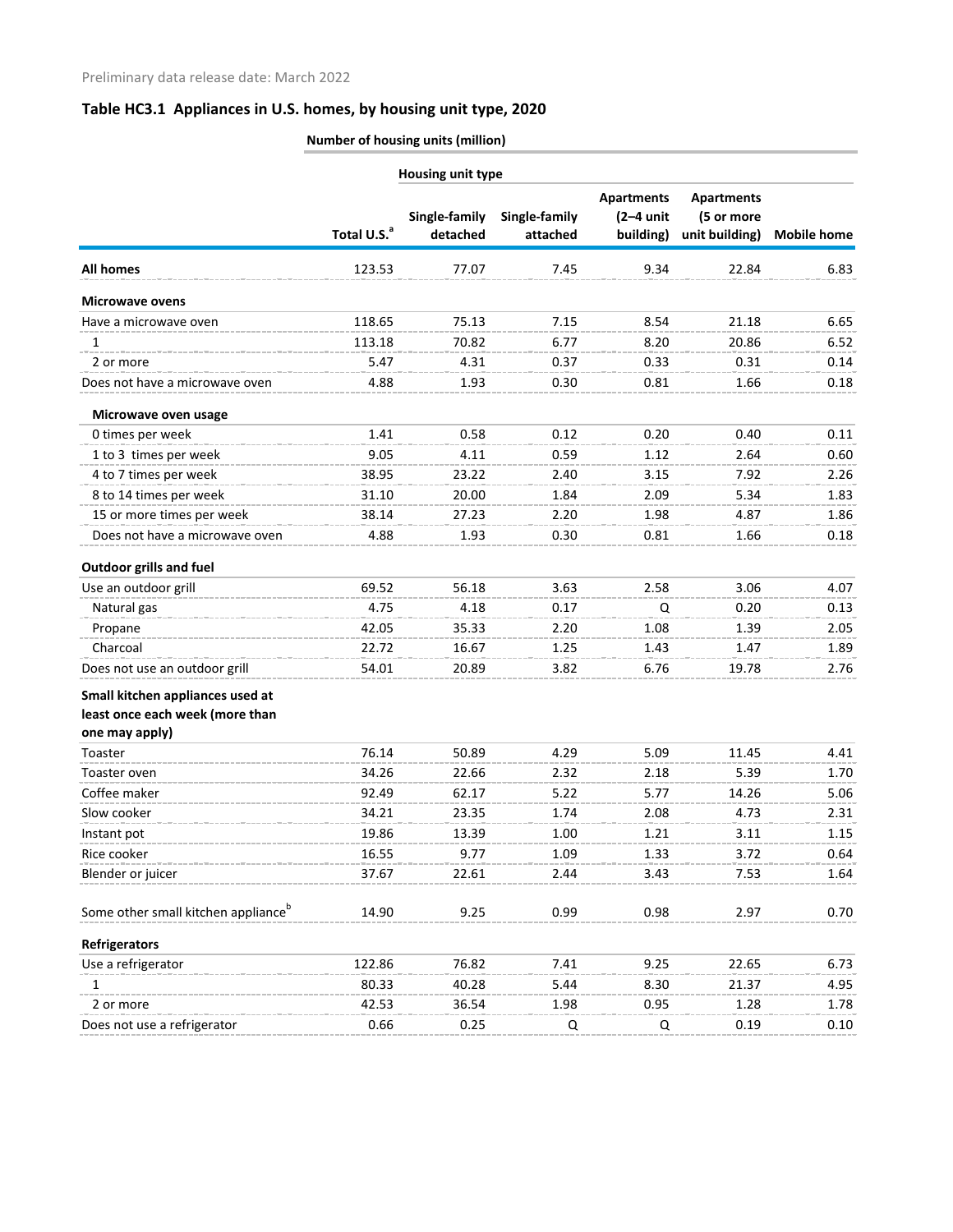Preliminary data release date: March 2022

## Table HC3.1 Appliances in U.S. homes, by housing unit type, 2020

| | Number of housing units (million) | | | | | |
|---|---|---|---|---|---|---|
| | | Housing unit type | | | | |
| | Total U.S.[a] | Single-family detached | Single-family attached | Apartments (2–4 unit building) | Apartments (5 or more unit building) | Mobile home |
| **All homes** | 123.53 | 77.07 | 7.45 | 9.34 | 22.84 | 6.83 |
| **Microwave ovens** | | | | | | |
| Have a microwave oven | 118.65 | 75.13 | 7.15 | 8.54 | 21.18 | 6.65 |
| 1 | 113.18 | 70.82 | 6.77 | 8.20 | 20.86 | 6.52 |
| 2 or more | 5.47 | 4.31 | 0.37 | 0.33 | 0.31 | 0.14 |
| Does not have a microwave oven | 4.88 | 1.93 | 0.30 | 0.81 | 1.66 | 0.18 |
| **Microwave oven usage** | | | | | | |
| 0 times per week | 1.41 | 0.58 | 0.12 | 0.20 | 0.40 | 0.11 |
| 1 to 3 times per week | 9.05 | 4.11 | 0.59 | 1.12 | 2.64 | 0.60 |
| 4 to 7 times per week | 38.95 | 23.22 | 2.40 | 3.15 | 7.92 | 2.26 |
| 8 to 14 times per week | 31.10 | 20.00 | 1.84 | 2.09 | 5.34 | 1.83 |
| 15 or more times per week | 38.14 | 27.23 | 2.20 | 1.98 | 4.87 | 1.86 |
| Does not have a microwave oven | 4.88 | 1.93 | 0.30 | 0.81 | 1.66 | 0.18 |
| **Outdoor grills and fuel** | | | | | | |
| Use an outdoor grill | 69.52 | 56.18 | 3.63 | 2.58 | 3.06 | 4.07 |
| Natural gas | 4.75 | 4.18 | 0.17 | Q | 0.20 | 0.13 |
| Propane | 42.05 | 35.33 | 2.20 | 1.08 | 1.39 | 2.05 |
| Charcoal | 22.72 | 16.67 | 1.25 | 1.43 | 1.47 | 1.89 |
| Does not use an outdoor grill | 54.01 | 20.89 | 3.82 | 6.76 | 19.78 | 2.76 |
| **Small kitchen appliances used at least once each week (more than one may apply)** | | | | | | |
| Toaster | 76.14 | 50.89 | 4.29 | 5.09 | 11.45 | 4.41 |
| Toaster oven | 34.26 | 22.66 | 2.32 | 2.18 | 5.39 | 1.70 |
| Coffee maker | 92.49 | 62.17 | 5.22 | 5.77 | 14.26 | 5.06 |
| Slow cooker | 34.21 | 23.35 | 1.74 | 2.08 | 4.73 | 2.31 |
| Instant pot | 19.86 | 13.39 | 1.00 | 1.21 | 3.11 | 1.15 |
| Rice cooker | 16.55 | 9.77 | 1.09 | 1.33 | 3.72 | 0.64 |
| Blender or juicer | 37.67 | 22.61 | 2.44 | 3.43 | 7.53 | 1.64 |
| Some other small kitchen appliance[b] | 14.90 | 9.25 | 0.99 | 0.98 | 2.97 | 0.70 |
| **Refrigerators** | | | | | | |
| Use a refrigerator | 122.86 | 76.82 | 7.41 | 9.25 | 22.65 | 6.73 |
| 1 | 80.33 | 40.28 | 5.44 | 8.30 | 21.37 | 4.95 |
| 2 or more | 42.53 | 36.54 | 1.98 | 0.95 | 1.28 | 1.78 |
| Does not use a refrigerator | 0.66 | 0.25 | Q | Q | 0.19 | 0.10 |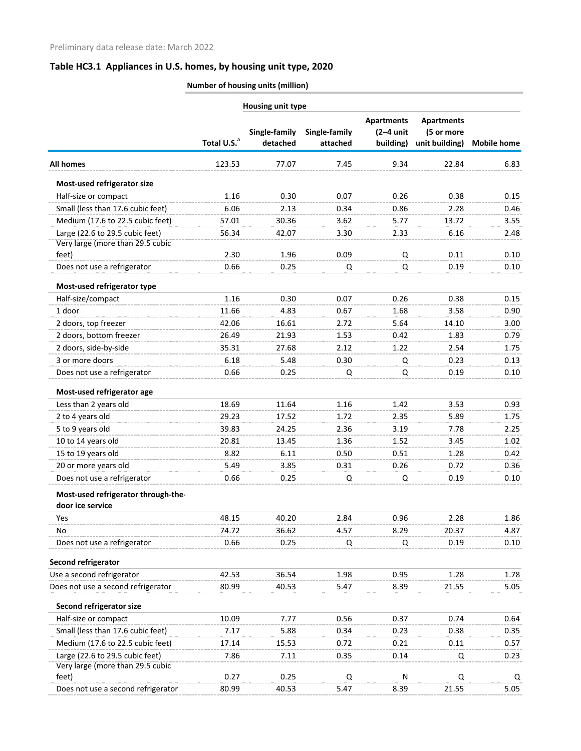Preliminary data release date: March 2022

## Table HC3.1 Appliances in U.S. homes, by housing unit type, 2020

| | Number of housing units (million) | | | | | |
|---|---|---|---|---|---|---|
| | | Housing unit type | | | | |
| | Total U.S.[a] | Single-family detached | Single-family attached | Apartments (2–4 unit building) | Apartments (5 or more unit building) | Mobile home |
| **All homes** | 123.53 | 77.07 | 7.45 | 9.34 | 22.84 | 6.83 |
| **Most-used refrigerator size** | | | | | | |
| Half-size or compact | 1.16 | 0.30 | 0.07 | 0.26 | 0.38 | 0.15 |
| Small (less than 17.6 cubic feet) | 6.06 | 2.13 | 0.34 | 0.86 | 2.28 | 0.46 |
| Medium (17.6 to 22.5 cubic feet) | 57.01 | 30.36 | 3.62 | 5.77 | 13.72 | 3.55 |
| Large (22.6 to 29.5 cubic feet) | 56.34 | 42.07 | 3.30 | 2.33 | 6.16 | 2.48 |
| Very large (more than 29.5 cubic feet) | 2.30 | 1.96 | 0.09 | Q | 0.11 | 0.10 |
| Does not use a refrigerator | 0.66 | 0.25 | Q | Q | 0.19 | 0.10 |
| **Most-used refrigerator type** | | | | | | |
| Half-size/compact | 1.16 | 0.30 | 0.07 | 0.26 | 0.38 | 0.15 |
| 1 door | 11.66 | 4.83 | 0.67 | 1.68 | 3.58 | 0.90 |
| 2 doors, top freezer | 42.06 | 16.61 | 2.72 | 5.64 | 14.10 | 3.00 |
| 2 doors, bottom freezer | 26.49 | 21.93 | 1.53 | 0.42 | 1.83 | 0.79 |
| 2 doors, side-by-side | 35.31 | 27.68 | 2.12 | 1.22 | 2.54 | 1.75 |
| 3 or more doors | 6.18 | 5.48 | 0.30 | Q | 0.23 | 0.13 |
| Does not use a refrigerator | 0.66 | 0.25 | Q | Q | 0.19 | 0.10 |
| **Most-used refrigerator age** | | | | | | |
| Less than 2 years old | 18.69 | 11.64 | 1.16 | 1.42 | 3.53 | 0.93 |
| 2 to 4 years old | 29.23 | 17.52 | 1.72 | 2.35 | 5.89 | 1.75 |
| 5 to 9 years old | 39.83 | 24.25 | 2.36 | 3.19 | 7.78 | 2.25 |
| 10 to 14 years old | 20.81 | 13.45 | 1.36 | 1.52 | 3.45 | 1.02 |
| 15 to 19 years old | 8.82 | 6.11 | 0.50 | 0.51 | 1.28 | 0.42 |
| 20 or more years old | 5.49 | 3.85 | 0.31 | 0.26 | 0.72 | 0.36 |
| Does not use a refrigerator | 0.66 | 0.25 | Q | Q | 0.19 | 0.10 |
| **Most-used refrigerator through-the-door ice service** | | | | | | |
| Yes | 48.15 | 40.20 | 2.84 | 0.96 | 2.28 | 1.86 |
| No | 74.72 | 36.62 | 4.57 | 8.29 | 20.37 | 4.87 |
| Does not use a refrigerator | 0.66 | 0.25 | Q | Q | 0.19 | 0.10 |
| **Second refrigerator** | | | | | | |
| Use a second refrigerator | 42.53 | 36.54 | 1.98 | 0.95 | 1.28 | 1.78 |
| Does not use a second refrigerator | 80.99 | 40.53 | 5.47 | 8.39 | 21.55 | 5.05 |
| **Second refrigerator size** | | | | | | |
| Half-size or compact | 10.09 | 7.77 | 0.56 | 0.37 | 0.74 | 0.64 |
| Small (less than 17.6 cubic feet) | 7.17 | 5.88 | 0.34 | 0.23 | 0.38 | 0.35 |
| Medium (17.6 to 22.5 cubic feet) | 17.14 | 15.53 | 0.72 | 0.21 | 0.11 | 0.57 |
| Large (22.6 to 29.5 cubic feet) | 7.86 | 7.11 | 0.35 | 0.14 | Q | 0.23 |
| Very large (more than 29.5 cubic feet) | 0.27 | 0.25 | Q | N | Q | Q |
| Does not use a second refrigerator | 80.99 | 40.53 | 5.47 | 8.39 | 21.55 | 5.05 |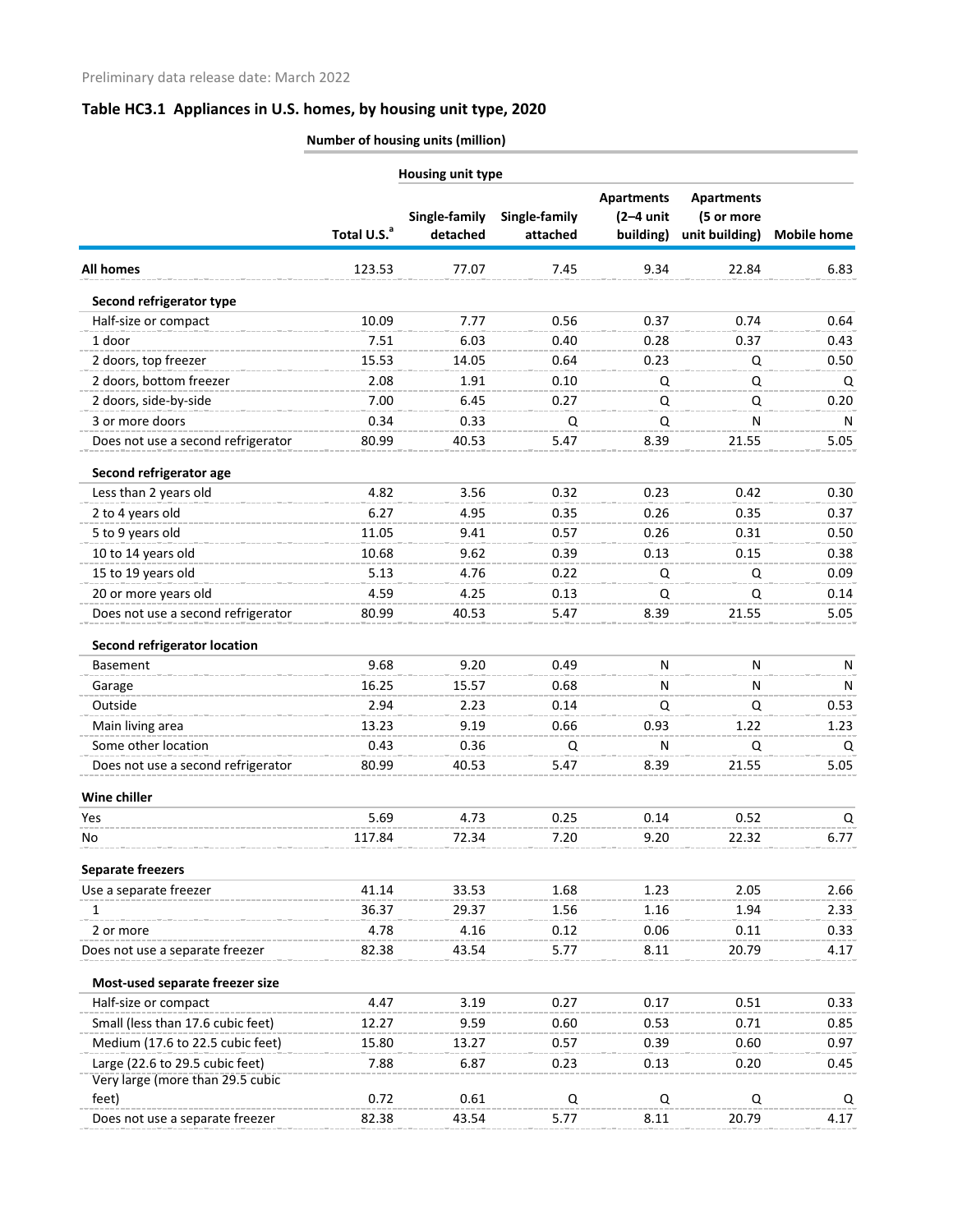Preliminary data release date: March 2022

## Table HC3.1 Appliances in U.S. homes, by housing unit type, 2020

| | Number of housing units (million) | | | | | |
|---|---|---|---|---|---|---|
| | | Housing unit type | | | | |
| | Total U.S.[a] | Single-family detached | Single-family attached | Apartments (2–4 unit building) | Apartments (5 or more unit building) | Mobile home |
| **All homes** | 123.53 | 77.07 | 7.45 | 9.34 | 22.84 | 6.83 |
| **Second refrigerator type** | | | | | | |
| Half-size or compact | 10.09 | 7.77 | 0.56 | 0.37 | 0.74 | 0.64 |
| 1 door | 7.51 | 6.03 | 0.40 | 0.28 | 0.37 | 0.43 |
| 2 doors, top freezer | 15.53 | 14.05 | 0.64 | 0.23 | Q | 0.50 |
| 2 doors, bottom freezer | 2.08 | 1.91 | 0.10 | Q | Q | Q |
| 2 doors, side-by-side | 7.00 | 6.45 | 0.27 | Q | Q | 0.20 |
| 3 or more doors | 0.34 | 0.33 | Q | Q | N | N |
| Does not use a second refrigerator | 80.99 | 40.53 | 5.47 | 8.39 | 21.55 | 5.05 |
| **Second refrigerator age** | | | | | | |
| Less than 2 years old | 4.82 | 3.56 | 0.32 | 0.23 | 0.42 | 0.30 |
| 2 to 4 years old | 6.27 | 4.95 | 0.35 | 0.26 | 0.35 | 0.37 |
| 5 to 9 years old | 11.05 | 9.41 | 0.57 | 0.26 | 0.31 | 0.50 |
| 10 to 14 years old | 10.68 | 9.62 | 0.39 | 0.13 | 0.15 | 0.38 |
| 15 to 19 years old | 5.13 | 4.76 | 0.22 | Q | Q | 0.09 |
| 20 or more years old | 4.59 | 4.25 | 0.13 | Q | Q | 0.14 |
| Does not use a second refrigerator | 80.99 | 40.53 | 5.47 | 8.39 | 21.55 | 5.05 |
| **Second refrigerator location** | | | | | | |
| Basement | 9.68 | 9.20 | 0.49 | N | N | N |
| Garage | 16.25 | 15.57 | 0.68 | N | N | N |
| Outside | 2.94 | 2.23 | 0.14 | Q | Q | 0.53 |
| Main living area | 13.23 | 9.19 | 0.66 | 0.93 | 1.22 | 1.23 |
| Some other location | 0.43 | 0.36 | Q | N | Q | Q |
| Does not use a second refrigerator | 80.99 | 40.53 | 5.47 | 8.39 | 21.55 | 5.05 |
| **Wine chiller** | | | | | | |
| Yes | 5.69 | 4.73 | 0.25 | 0.14 | 0.52 | Q |
| No | 117.84 | 72.34 | 7.20 | 9.20 | 22.32 | 6.77 |
| **Separate freezers** | | | | | | |
| Use a separate freezer | 41.14 | 33.53 | 1.68 | 1.23 | 2.05 | 2.66 |
| 1 | 36.37 | 29.37 | 1.56 | 1.16 | 1.94 | 2.33 |
| 2 or more | 4.78 | 4.16 | 0.12 | 0.06 | 0.11 | 0.33 |
| Does not use a separate freezer | 82.38 | 43.54 | 5.77 | 8.11 | 20.79 | 4.17 |
| **Most-used separate freezer size** | | | | | | |
| Half-size or compact | 4.47 | 3.19 | 0.27 | 0.17 | 0.51 | 0.33 |
| Small (less than 17.6 cubic feet) | 12.27 | 9.59 | 0.60 | 0.53 | 0.71 | 0.85 |
| Medium (17.6 to 22.5 cubic feet) | 15.80 | 13.27 | 0.57 | 0.39 | 0.60 | 0.97 |
| Large (22.6 to 29.5 cubic feet) | 7.88 | 6.87 | 0.23 | 0.13 | 0.20 | 0.45 |
| Very large (more than 29.5 cubic feet) | 0.72 | 0.61 | Q | Q | Q | Q |
| Does not use a separate freezer | 82.38 | 43.54 | 5.77 | 8.11 | 20.79 | 4.17 |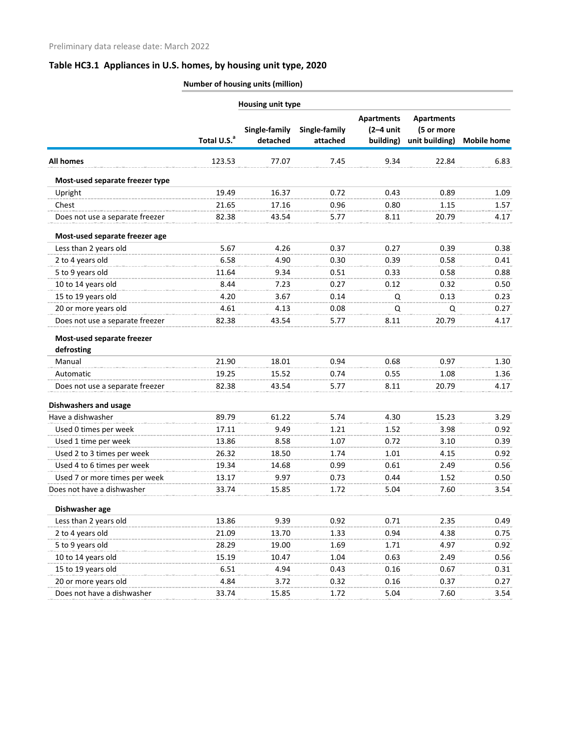Preliminary data release date: March 2022

## Table HC3.1 Appliances in U.S. homes, by housing unit type, 2020

| | Number of housing units (million) | | | | | |
|---|---|---|---|---|---|---|
| | | Housing unit type | | | | |
| | Total U.S.[a] | Single-family detached | Single-family attached | Apartments (2–4 unit building) | Apartments (5 or more unit building) | Mobile home |
| **All homes** | 123.53 | 77.07 | 7.45 | 9.34 | 22.84 | 6.83 |
| **Most-used separate freezer type** | | | | | | |
| Upright | 19.49 | 16.37 | 0.72 | 0.43 | 0.89 | 1.09 |
| Chest | 21.65 | 17.16 | 0.96 | 0.80 | 1.15 | 1.57 |
| Does not use a separate freezer | 82.38 | 43.54 | 5.77 | 8.11 | 20.79 | 4.17 |
| **Most-used separate freezer age** | | | | | | |
| Less than 2 years old | 5.67 | 4.26 | 0.37 | 0.27 | 0.39 | 0.38 |
| 2 to 4 years old | 6.58 | 4.90 | 0.30 | 0.39 | 0.58 | 0.41 |
| 5 to 9 years old | 11.64 | 9.34 | 0.51 | 0.33 | 0.58 | 0.88 |
| 10 to 14 years old | 8.44 | 7.23 | 0.27 | 0.12 | 0.32 | 0.50 |
| 15 to 19 years old | 4.20 | 3.67 | 0.14 | Q | 0.13 | 0.23 |
| 20 or more years old | 4.61 | 4.13 | 0.08 | Q | Q | 0.27 |
| Does not use a separate freezer | 82.38 | 43.54 | 5.77 | 8.11 | 20.79 | 4.17 |
| **Most-used separate freezer defrosting** | | | | | | |
| Manual | 21.90 | 18.01 | 0.94 | 0.68 | 0.97 | 1.30 |
| Automatic | 19.25 | 15.52 | 0.74 | 0.55 | 1.08 | 1.36 |
| Does not use a separate freezer | 82.38 | 43.54 | 5.77 | 8.11 | 20.79 | 4.17 |
| **Dishwashers and usage** | | | | | | |
| Have a dishwasher | 89.79 | 61.22 | 5.74 | 4.30 | 15.23 | 3.29 |
| Used 0 times per week | 17.11 | 9.49 | 1.21 | 1.52 | 3.98 | 0.92 |
| Used 1 time per week | 13.86 | 8.58 | 1.07 | 0.72 | 3.10 | 0.39 |
| Used 2 to 3 times per week | 26.32 | 18.50 | 1.74 | 1.01 | 4.15 | 0.92 |
| Used 4 to 6 times per week | 19.34 | 14.68 | 0.99 | 0.61 | 2.49 | 0.56 |
| Used 7 or more times per week | 13.17 | 9.97 | 0.73 | 0.44 | 1.52 | 0.50 |
| Does not have a dishwasher | 33.74 | 15.85 | 1.72 | 5.04 | 7.60 | 3.54 |
| **Dishwasher age** | | | | | | |
| Less than 2 years old | 13.86 | 9.39 | 0.92 | 0.71 | 2.35 | 0.49 |
| 2 to 4 years old | 21.09 | 13.70 | 1.33 | 0.94 | 4.38 | 0.75 |
| 5 to 9 years old | 28.29 | 19.00 | 1.69 | 1.71 | 4.97 | 0.92 |
| 10 to 14 years old | 15.19 | 10.47 | 1.04 | 0.63 | 2.49 | 0.56 |
| 15 to 19 years old | 6.51 | 4.94 | 0.43 | 0.16 | 0.67 | 0.31 |
| 20 or more years old | 4.84 | 3.72 | 0.32 | 0.16 | 0.37 | 0.27 |
| Does not have a dishwasher | 33.74 | 15.85 | 1.72 | 5.04 | 7.60 | 3.54 |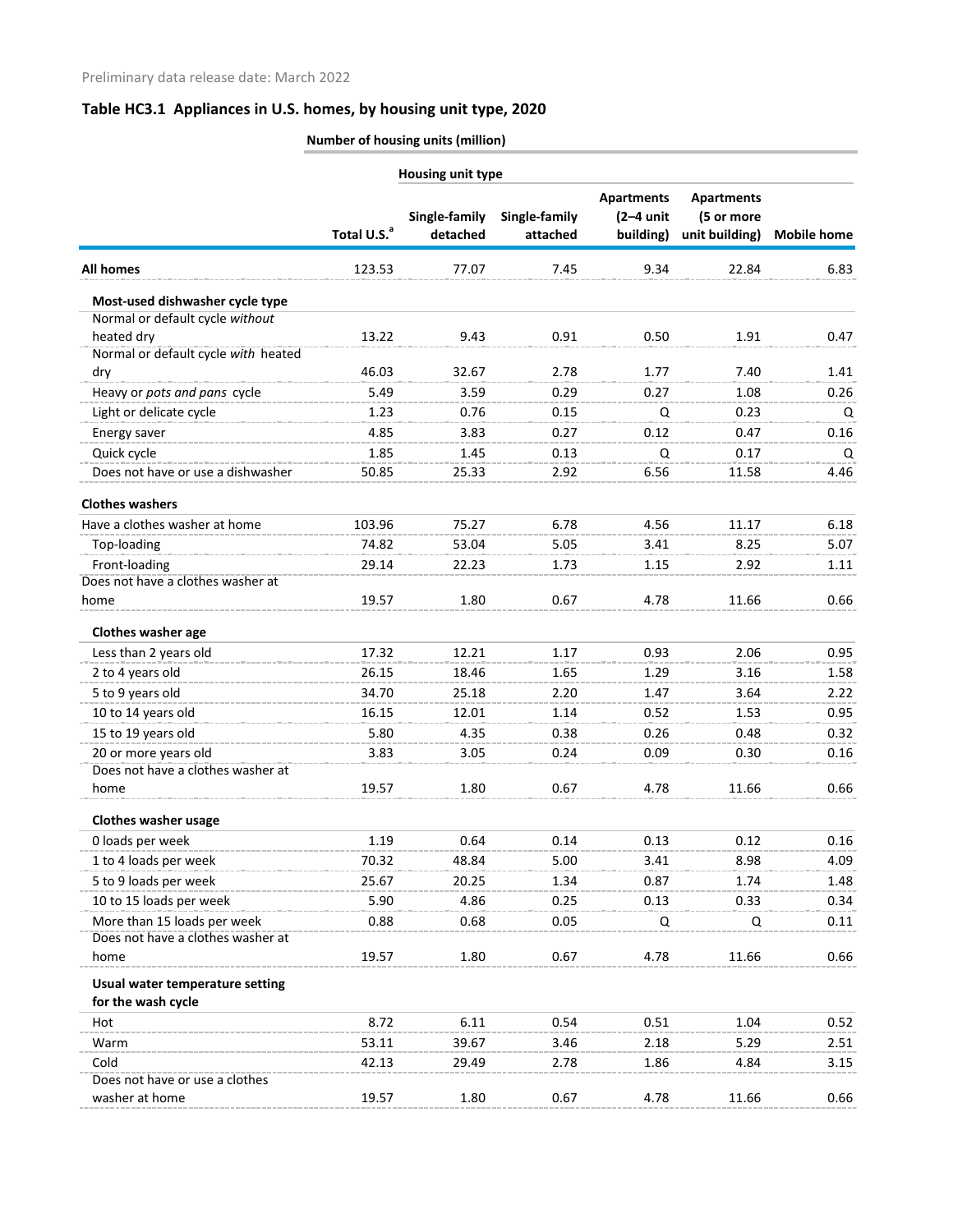Preliminary data release date: March 2022

## Table HC3.1 Appliances in U.S. homes, by housing unit type, 2020

| | Number of housing units (million) | | | | | |
|---|---|---|---|---|---|---|
| | | Housing unit type | | | | |
| | Total U.S.[a] | Single-family detached | Single-family attached | Apartments (2–4 unit building) | Apartments (5 or more unit building) | Mobile home |
| **All homes** | 123.53 | 77.07 | 7.45 | 9.34 | 22.84 | 6.83 |
| **Most-used dishwasher cycle type** | | | | | | |
| Normal or default cycle *without* heated dry | 13.22 | 9.43 | 0.91 | 0.50 | 1.91 | 0.47 |
| Normal or default cycle *with* heated dry | 46.03 | 32.67 | 2.78 | 1.77 | 7.40 | 1.41 |
| Heavy or *pots and pans* cycle | 5.49 | 3.59 | 0.29 | 0.27 | 1.08 | 0.26 |
| Light or delicate cycle | 1.23 | 0.76 | 0.15 | Q | 0.23 | Q |
| Energy saver | 4.85 | 3.83 | 0.27 | 0.12 | 0.47 | 0.16 |
| Quick cycle | 1.85 | 1.45 | 0.13 | Q | 0.17 | Q |
| Does not have or use a dishwasher | 50.85 | 25.33 | 2.92 | 6.56 | 11.58 | 4.46 |
| **Clothes washers** | | | | | | |
| Have a clothes washer at home | 103.96 | 75.27 | 6.78 | 4.56 | 11.17 | 6.18 |
| Top-loading | 74.82 | 53.04 | 5.05 | 3.41 | 8.25 | 5.07 |
| Front-loading | 29.14 | 22.23 | 1.73 | 1.15 | 2.92 | 1.11 |
| Does not have a clothes washer at home | 19.57 | 1.80 | 0.67 | 4.78 | 11.66 | 0.66 |
| **Clothes washer age** | | | | | | |
| Less than 2 years old | 17.32 | 12.21 | 1.17 | 0.93 | 2.06 | 0.95 |
| 2 to 4 years old | 26.15 | 18.46 | 1.65 | 1.29 | 3.16 | 1.58 |
| 5 to 9 years old | 34.70 | 25.18 | 2.20 | 1.47 | 3.64 | 2.22 |
| 10 to 14 years old | 16.15 | 12.01 | 1.14 | 0.52 | 1.53 | 0.95 |
| 15 to 19 years old | 5.80 | 4.35 | 0.38 | 0.26 | 0.48 | 0.32 |
| 20 or more years old | 3.83 | 3.05 | 0.24 | 0.09 | 0.30 | 0.16 |
| Does not have a clothes washer at home | 19.57 | 1.80 | 0.67 | 4.78 | 11.66 | 0.66 |
| **Clothes washer usage** | | | | | | |
| 0 loads per week | 1.19 | 0.64 | 0.14 | 0.13 | 0.12 | 0.16 |
| 1 to 4 loads per week | 70.32 | 48.84 | 5.00 | 3.41 | 8.98 | 4.09 |
| 5 to 9 loads per week | 25.67 | 20.25 | 1.34 | 0.87 | 1.74 | 1.48 |
| 10 to 15 loads per week | 5.90 | 4.86 | 0.25 | 0.13 | 0.33 | 0.34 |
| More than 15 loads per week | 0.88 | 0.68 | 0.05 | Q | Q | 0.11 |
| Does not have a clothes washer at home | 19.57 | 1.80 | 0.67 | 4.78 | 11.66 | 0.66 |
| **Usual water temperature setting for the wash cycle** | | | | | | |
| Hot | 8.72 | 6.11 | 0.54 | 0.51 | 1.04 | 0.52 |
| Warm | 53.11 | 39.67 | 3.46 | 2.18 | 5.29 | 2.51 |
| Cold | 42.13 | 29.49 | 2.78 | 1.86 | 4.84 | 3.15 |
| Does not have or use a clothes washer at home | 19.57 | 1.80 | 0.67 | 4.78 | 11.66 | 0.66 |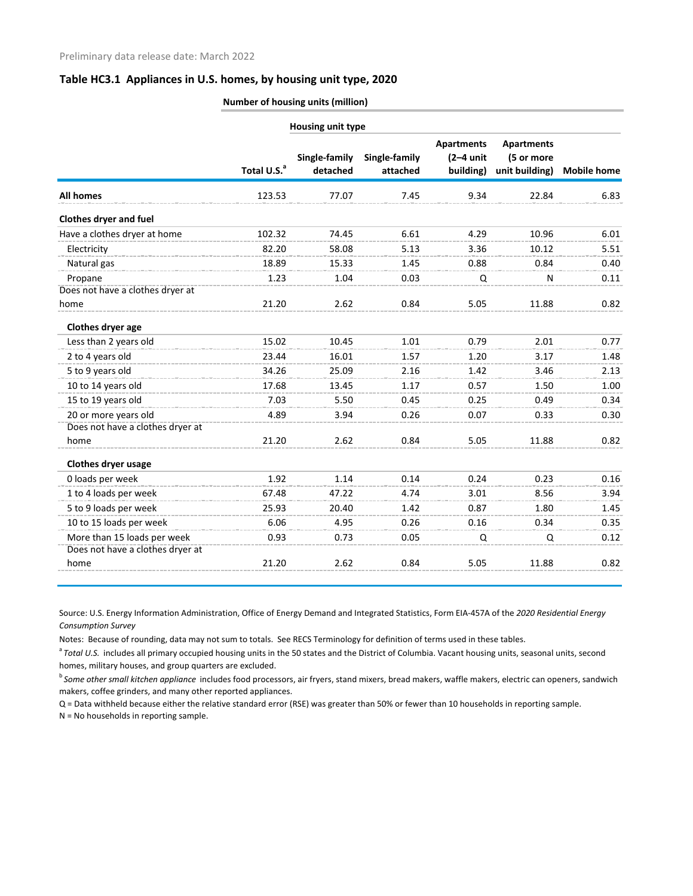Preliminary data release date: March 2022

## Table HC3.1 Appliances in U.S. homes, by housing unit type, 2020

**Number of housing units (million)**

| | | Housing unit type | | | | |
|---|---|---|---|---|---|---|
| | Total U.S.[a] | Single-family detached | Single-family attached | Apartments (2–4 unit building) | Apartments (5 or more unit building) | Mobile home |
| **All homes** | 123.53 | 77.07 | 7.45 | 9.34 | 22.84 | 6.83 |
| **Clothes dryer and fuel** | | | | | | |
| Have a clothes dryer at home | 102.32 | 74.45 | 6.61 | 4.29 | 10.96 | 6.01 |
| Electricity | 82.20 | 58.08 | 5.13 | 3.36 | 10.12 | 5.51 |
| Natural gas | 18.89 | 15.33 | 1.45 | 0.88 | 0.84 | 0.40 |
| Propane | 1.23 | 1.04 | 0.03 | Q | N | 0.11 |
| Does not have a clothes dryer at home | 21.20 | 2.62 | 0.84 | 5.05 | 11.88 | 0.82 |
| **Clothes dryer age** | | | | | | |
| Less than 2 years old | 15.02 | 10.45 | 1.01 | 0.79 | 2.01 | 0.77 |
| 2 to 4 years old | 23.44 | 16.01 | 1.57 | 1.20 | 3.17 | 1.48 |
| 5 to 9 years old | 34.26 | 25.09 | 2.16 | 1.42 | 3.46 | 2.13 |
| 10 to 14 years old | 17.68 | 13.45 | 1.17 | 0.57 | 1.50 | 1.00 |
| 15 to 19 years old | 7.03 | 5.50 | 0.45 | 0.25 | 0.49 | 0.34 |
| 20 or more years old | 4.89 | 3.94 | 0.26 | 0.07 | 0.33 | 0.30 |
| Does not have a clothes dryer at home | 21.20 | 2.62 | 0.84 | 5.05 | 11.88 | 0.82 |
| **Clothes dryer usage** | | | | | | |
| 0 loads per week | 1.92 | 1.14 | 0.14 | 0.24 | 0.23 | 0.16 |
| 1 to 4 loads per week | 67.48 | 47.22 | 4.74 | 3.01 | 8.56 | 3.94 |
| 5 to 9 loads per week | 25.93 | 20.40 | 1.42 | 0.87 | 1.80 | 1.45 |
| 10 to 15 loads per week | 6.06 | 4.95 | 0.26 | 0.16 | 0.34 | 0.35 |
| More than 15 loads per week | 0.93 | 0.73 | 0.05 | Q | Q | 0.12 |
| Does not have a clothes dryer at home | 21.20 | 2.62 | 0.84 | 5.05 | 11.88 | 0.82 |

Source: U.S. Energy Information Administration, Office of Energy Demand and Integrated Statistics, Form EIA-457A of the *2020 Residential Energy Consumption Survey*

Notes: Because of rounding, data may not sum to totals. See RECS Terminology for definition of terms used in these tables.

[a] *Total U.S.* includes all primary occupied housing units in the 50 states and the District of Columbia. Vacant housing units, seasonal units, second homes, military houses, and group quarters are excluded.

[b] *Some other small kitchen appliance* includes food processors, air fryers, stand mixers, bread makers, waffle makers, electric can openers, sandwich makers, coffee grinders, and many other reported appliances.

Q = Data withheld because either the relative standard error (RSE) was greater than 50% or fewer than 10 households in reporting sample.

N = No households in reporting sample.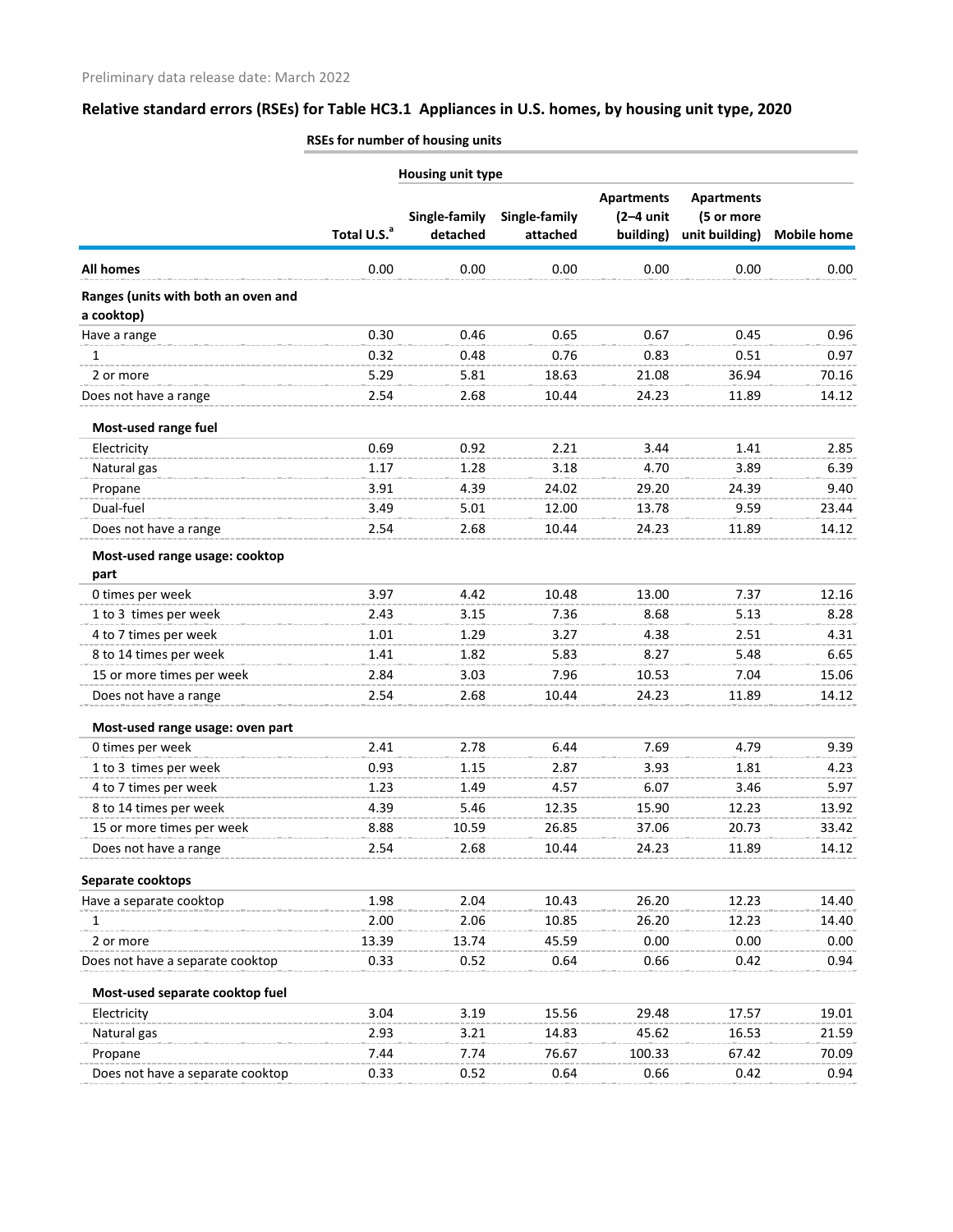Preliminary data release date: March 2022

## Relative standard errors (RSEs) for Table HC3.1 Appliances in U.S. homes, by housing unit type, 2020

| | RSEs for number of housing units | | | | | |
|---|---|---|---|---|---|---|
| | | Housing unit type | | | | |
| | Total U.S.[a] | Single-family detached | Single-family attached | Apartments (2–4 unit building) | Apartments (5 or more unit building) | Mobile home |
| **All homes** | 0.00 | 0.00 | 0.00 | 0.00 | 0.00 | 0.00 |
| **Ranges (units with both an oven and a cooktop)** | | | | | | |
| Have a range | 0.30 | 0.46 | 0.65 | 0.67 | 0.45 | 0.96 |
| 1 | 0.32 | 0.48 | 0.76 | 0.83 | 0.51 | 0.97 |
| 2 or more | 5.29 | 5.81 | 18.63 | 21.08 | 36.94 | 70.16 |
| Does not have a range | 2.54 | 2.68 | 10.44 | 24.23 | 11.89 | 14.12 |
| **Most-used range fuel** | | | | | | |
| Electricity | 0.69 | 0.92 | 2.21 | 3.44 | 1.41 | 2.85 |
| Natural gas | 1.17 | 1.28 | 3.18 | 4.70 | 3.89 | 6.39 |
| Propane | 3.91 | 4.39 | 24.02 | 29.20 | 24.39 | 9.40 |
| Dual-fuel | 3.49 | 5.01 | 12.00 | 13.78 | 9.59 | 23.44 |
| Does not have a range | 2.54 | 2.68 | 10.44 | 24.23 | 11.89 | 14.12 |
| **Most-used range usage: cooktop part** | | | | | | |
| 0 times per week | 3.97 | 4.42 | 10.48 | 13.00 | 7.37 | 12.16 |
| 1 to 3 times per week | 2.43 | 3.15 | 7.36 | 8.68 | 5.13 | 8.28 |
| 4 to 7 times per week | 1.01 | 1.29 | 3.27 | 4.38 | 2.51 | 4.31 |
| 8 to 14 times per week | 1.41 | 1.82 | 5.83 | 8.27 | 5.48 | 6.65 |
| 15 or more times per week | 2.84 | 3.03 | 7.96 | 10.53 | 7.04 | 15.06 |
| Does not have a range | 2.54 | 2.68 | 10.44 | 24.23 | 11.89 | 14.12 |
| **Most-used range usage: oven part** | | | | | | |
| 0 times per week | 2.41 | 2.78 | 6.44 | 7.69 | 4.79 | 9.39 |
| 1 to 3 times per week | 0.93 | 1.15 | 2.87 | 3.93 | 1.81 | 4.23 |
| 4 to 7 times per week | 1.23 | 1.49 | 4.57 | 6.07 | 3.46 | 5.97 |
| 8 to 14 times per week | 4.39 | 5.46 | 12.35 | 15.90 | 12.23 | 13.92 |
| 15 or more times per week | 8.88 | 10.59 | 26.85 | 37.06 | 20.73 | 33.42 |
| Does not have a range | 2.54 | 2.68 | 10.44 | 24.23 | 11.89 | 14.12 |
| **Separate cooktops** | | | | | | |
| Have a separate cooktop | 1.98 | 2.04 | 10.43 | 26.20 | 12.23 | 14.40 |
| 1 | 2.00 | 2.06 | 10.85 | 26.20 | 12.23 | 14.40 |
| 2 or more | 13.39 | 13.74 | 45.59 | 0.00 | 0.00 | 0.00 |
| Does not have a separate cooktop | 0.33 | 0.52 | 0.64 | 0.66 | 0.42 | 0.94 |
| **Most-used separate cooktop fuel** | | | | | | |
| Electricity | 3.04 | 3.19 | 15.56 | 29.48 | 17.57 | 19.01 |
| Natural gas | 2.93 | 3.21 | 14.83 | 45.62 | 16.53 | 21.59 |
| Propane | 7.44 | 7.74 | 76.67 | 100.33 | 67.42 | 70.09 |
| Does not have a separate cooktop | 0.33 | 0.52 | 0.64 | 0.66 | 0.42 | 0.94 |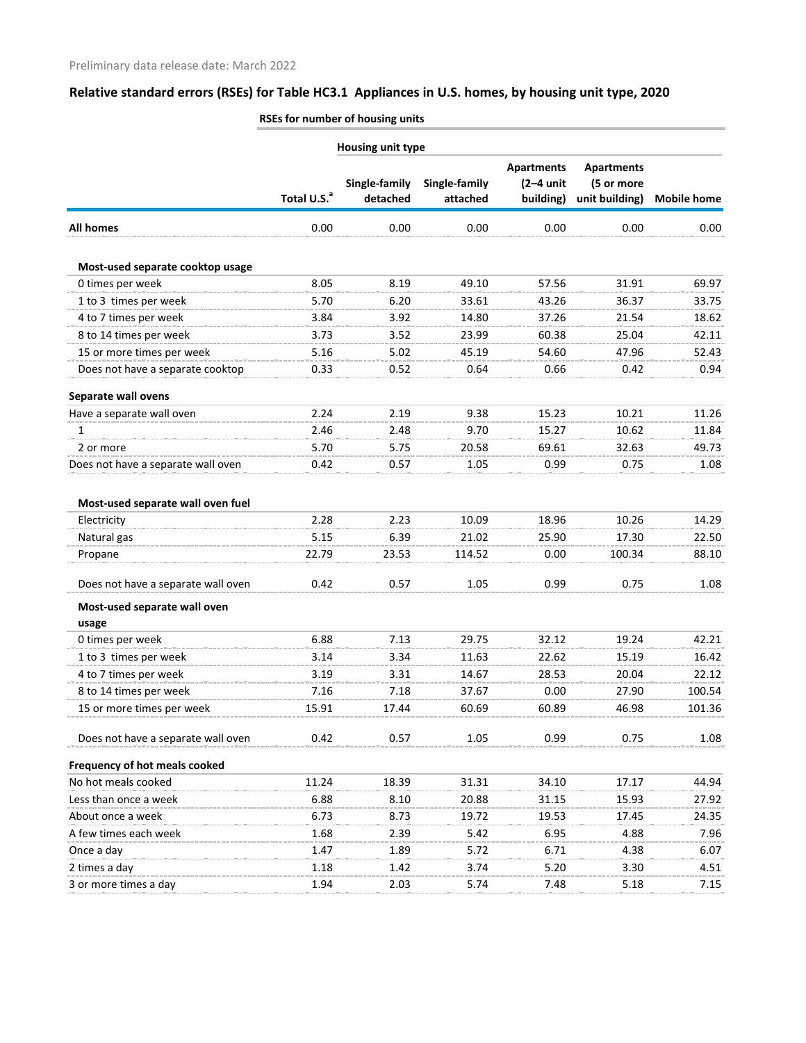Preliminary data release date: March 2022

## Relative standard errors (RSEs) for Table HC3.1 Appliances in U.S. homes, by housing unit type, 2020

| | RSEs for number of housing units | | | | | |
|---|---|---|---|---|---|---|
| | | Housing unit type | | | | |
| | Total U.S.[a] | Single-family detached | Single-family attached | Apartments (2–4 unit building) | Apartments (5 or more unit building) | Mobile home |
| **All homes** | 0.00 | 0.00 | 0.00 | 0.00 | 0.00 | 0.00 |
| **Most-used separate cooktop usage** | | | | | | |
| 0 times per week | 8.05 | 8.19 | 49.10 | 57.56 | 31.91 | 69.97 |
| 1 to 3 times per week | 5.70 | 6.20 | 33.61 | 43.26 | 36.37 | 33.75 |
| 4 to 7 times per week | 3.84 | 3.92 | 14.80 | 37.26 | 21.54 | 18.62 |
| 8 to 14 times per week | 3.73 | 3.52 | 23.99 | 60.38 | 25.04 | 42.11 |
| 15 or more times per week | 5.16 | 5.02 | 45.19 | 54.60 | 47.96 | 52.43 |
| Does not have a separate cooktop | 0.33 | 0.52 | 0.64 | 0.66 | 0.42 | 0.94 |
| **Separate wall ovens** | | | | | | |
| Have a separate wall oven | 2.24 | 2.19 | 9.38 | 15.23 | 10.21 | 11.26 |
| 1 | 2.46 | 2.48 | 9.70 | 15.27 | 10.62 | 11.84 |
| 2 or more | 5.70 | 5.75 | 20.58 | 69.61 | 32.63 | 49.73 |
| Does not have a separate wall oven | 0.42 | 0.57 | 1.05 | 0.99 | 0.75 | 1.08 |
| **Most-used separate wall oven fuel** | | | | | | |
| Electricity | 2.28 | 2.23 | 10.09 | 18.96 | 10.26 | 14.29 |
| Natural gas | 5.15 | 6.39 | 21.02 | 25.90 | 17.30 | 22.50 |
| Propane | 22.79 | 23.53 | 114.52 | 0.00 | 100.34 | 88.10 |
| Does not have a separate wall oven | 0.42 | 0.57 | 1.05 | 0.99 | 0.75 | 1.08 |
| **Most-used separate wall oven usage** | | | | | | |
| 0 times per week | 6.88 | 7.13 | 29.75 | 32.12 | 19.24 | 42.21 |
| 1 to 3 times per week | 3.14 | 3.34 | 11.63 | 22.62 | 15.19 | 16.42 |
| 4 to 7 times per week | 3.19 | 3.31 | 14.67 | 28.53 | 20.04 | 22.12 |
| 8 to 14 times per week | 7.16 | 7.18 | 37.67 | 0.00 | 27.90 | 100.54 |
| 15 or more times per week | 15.91 | 17.44 | 60.69 | 60.89 | 46.98 | 101.36 |
| Does not have a separate wall oven | 0.42 | 0.57 | 1.05 | 0.99 | 0.75 | 1.08 |
| **Frequency of hot meals cooked** | | | | | | |
| No hot meals cooked | 11.24 | 18.39 | 31.31 | 34.10 | 17.17 | 44.94 |
| Less than once a week | 6.88 | 8.10 | 20.88 | 31.15 | 15.93 | 27.92 |
| About once a week | 6.73 | 8.73 | 19.72 | 19.53 | 17.45 | 24.35 |
| A few times each week | 1.68 | 2.39 | 5.42 | 6.95 | 4.88 | 7.96 |
| Once a day | 1.47 | 1.89 | 5.72 | 6.71 | 4.38 | 6.07 |
| 2 times a day | 1.18 | 1.42 | 3.74 | 5.20 | 3.30 | 4.51 |
| 3 or more times a day | 1.94 | 2.03 | 5.74 | 7.48 | 5.18 | 7.15 |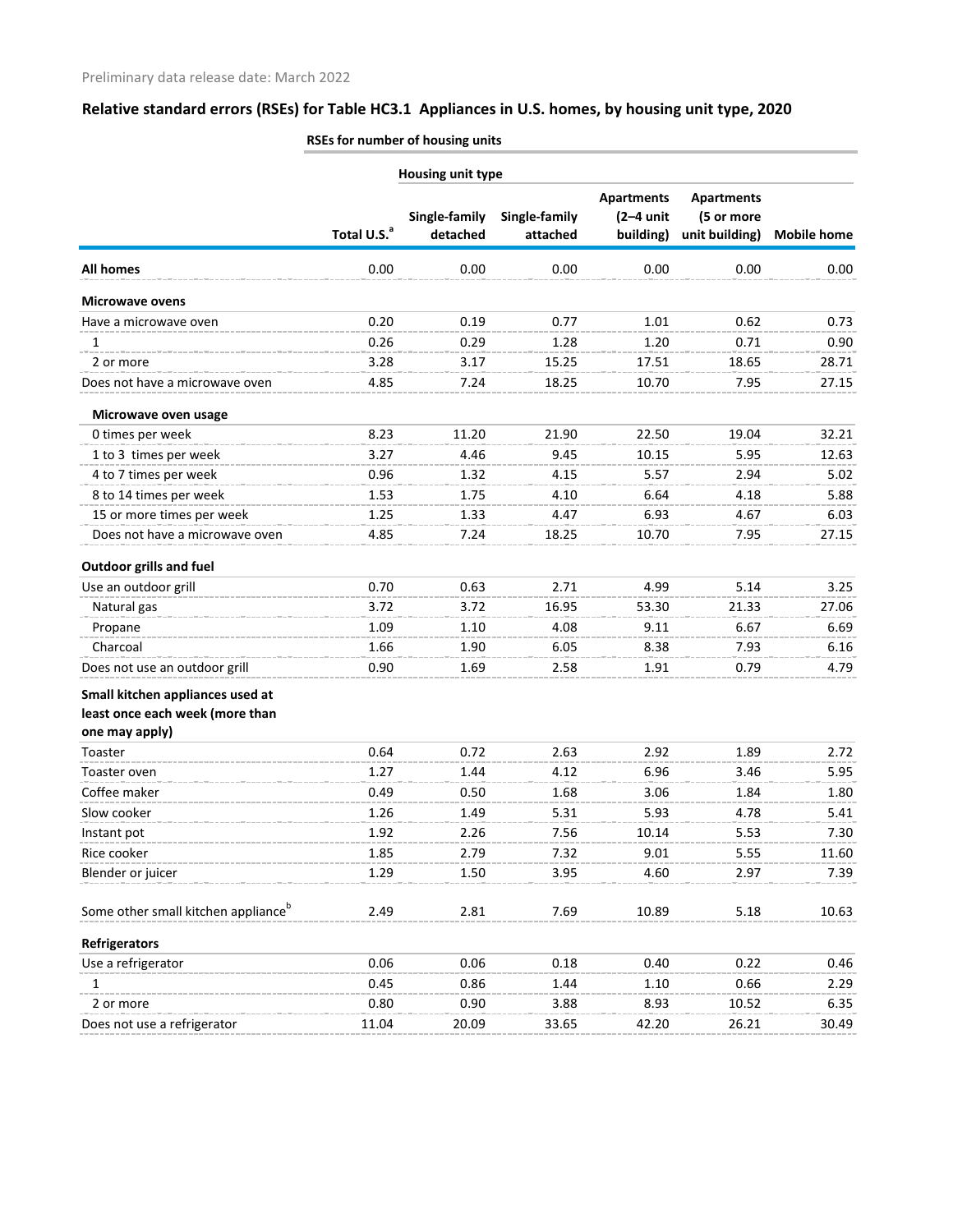Preliminary data release date: March 2022

## Relative standard errors (RSEs) for Table HC3.1 Appliances in U.S. homes, by housing unit type, 2020

| | RSEs for number of housing units | | | | | |
|---|---|---|---|---|---|---|
| | | Housing unit type | | | | |
| | Total U.S.[a] | Single-family detached | Single-family attached | Apartments (2–4 unit building) | Apartments (5 or more unit building) | Mobile home |
| **All homes** | 0.00 | 0.00 | 0.00 | 0.00 | 0.00 | 0.00 |
| **Microwave ovens** | | | | | | |
| Have a microwave oven | 0.20 | 0.19 | 0.77 | 1.01 | 0.62 | 0.73 |
| 1 | 0.26 | 0.29 | 1.28 | 1.20 | 0.71 | 0.90 |
| 2 or more | 3.28 | 3.17 | 15.25 | 17.51 | 18.65 | 28.71 |
| Does not have a microwave oven | 4.85 | 7.24 | 18.25 | 10.70 | 7.95 | 27.15 |
| **Microwave oven usage** | | | | | | |
| 0 times per week | 8.23 | 11.20 | 21.90 | 22.50 | 19.04 | 32.21 |
| 1 to 3 times per week | 3.27 | 4.46 | 9.45 | 10.15 | 5.95 | 12.63 |
| 4 to 7 times per week | 0.96 | 1.32 | 4.15 | 5.57 | 2.94 | 5.02 |
| 8 to 14 times per week | 1.53 | 1.75 | 4.10 | 6.64 | 4.18 | 5.88 |
| 15 or more times per week | 1.25 | 1.33 | 4.47 | 6.93 | 4.67 | 6.03 |
| Does not have a microwave oven | 4.85 | 7.24 | 18.25 | 10.70 | 7.95 | 27.15 |
| **Outdoor grills and fuel** | | | | | | |
| Use an outdoor grill | 0.70 | 0.63 | 2.71 | 4.99 | 5.14 | 3.25 |
| Natural gas | 3.72 | 3.72 | 16.95 | 53.30 | 21.33 | 27.06 |
| Propane | 1.09 | 1.10 | 4.08 | 9.11 | 6.67 | 6.69 |
| Charcoal | 1.66 | 1.90 | 6.05 | 8.38 | 7.93 | 6.16 |
| Does not use an outdoor grill | 0.90 | 1.69 | 2.58 | 1.91 | 0.79 | 4.79 |
| **Small kitchen appliances used at least once each week (more than one may apply)** | | | | | | |
| Toaster | 0.64 | 0.72 | 2.63 | 2.92 | 1.89 | 2.72 |
| Toaster oven | 1.27 | 1.44 | 4.12 | 6.96 | 3.46 | 5.95 |
| Coffee maker | 0.49 | 0.50 | 1.68 | 3.06 | 1.84 | 1.80 |
| Slow cooker | 1.26 | 1.49 | 5.31 | 5.93 | 4.78 | 5.41 |
| Instant pot | 1.92 | 2.26 | 7.56 | 10.14 | 5.53 | 7.30 |
| Rice cooker | 1.85 | 2.79 | 7.32 | 9.01 | 5.55 | 11.60 |
| Blender or juicer | 1.29 | 1.50 | 3.95 | 4.60 | 2.97 | 7.39 |
| Some other small kitchen appliance[b] | 2.49 | 2.81 | 7.69 | 10.89 | 5.18 | 10.63 |
| **Refrigerators** | | | | | | |
| Use a refrigerator | 0.06 | 0.06 | 0.18 | 0.40 | 0.22 | 0.46 |
| 1 | 0.45 | 0.86 | 1.44 | 1.10 | 0.66 | 2.29 |
| 2 or more | 0.80 | 0.90 | 3.88 | 8.93 | 10.52 | 6.35 |
| Does not use a refrigerator | 11.04 | 20.09 | 33.65 | 42.20 | 26.21 | 30.49 |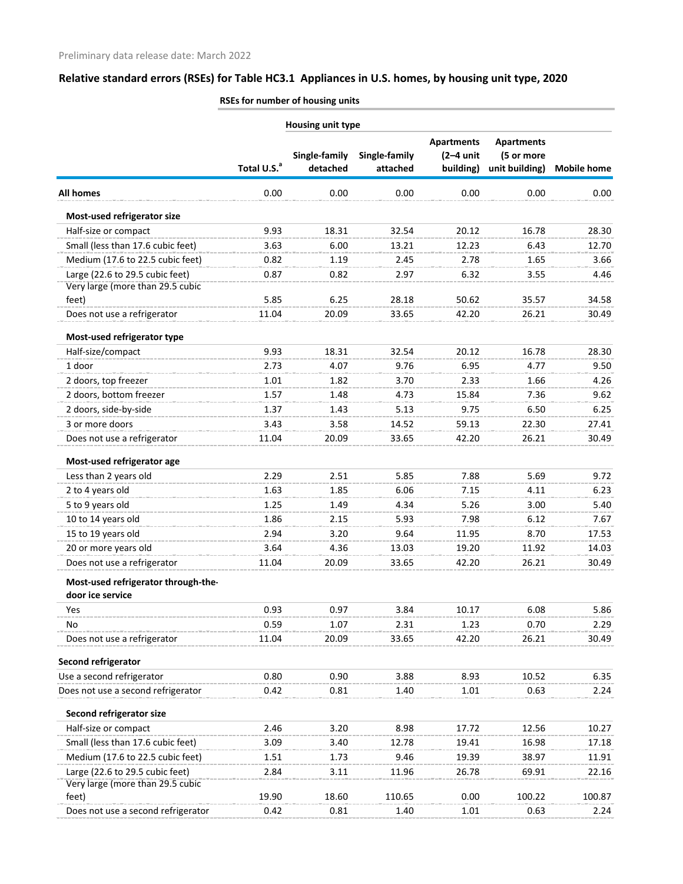Preliminary data release date: March 2022

## Relative standard errors (RSEs) for Table HC3.1 Appliances in U.S. homes, by housing unit type, 2020

| | RSEs for number of housing units | | | | | |
|---|---|---|---|---|---|---|
| | | Housing unit type | | | | |
| | Total U.S.[a] | Single-family detached | Single-family attached | Apartments (2–4 unit building) | Apartments (5 or more unit building) | Mobile home |
| **All homes** | 0.00 | 0.00 | 0.00 | 0.00 | 0.00 | 0.00 |
| **Most-used refrigerator size** | | | | | | |
| Half-size or compact | 9.93 | 18.31 | 32.54 | 20.12 | 16.78 | 28.30 |
| Small (less than 17.6 cubic feet) | 3.63 | 6.00 | 13.21 | 12.23 | 6.43 | 12.70 |
| Medium (17.6 to 22.5 cubic feet) | 0.82 | 1.19 | 2.45 | 2.78 | 1.65 | 3.66 |
| Large (22.6 to 29.5 cubic feet) | 0.87 | 0.82 | 2.97 | 6.32 | 3.55 | 4.46 |
| Very large (more than 29.5 cubic feet) | 5.85 | 6.25 | 28.18 | 50.62 | 35.57 | 34.58 |
| Does not use a refrigerator | 11.04 | 20.09 | 33.65 | 42.20 | 26.21 | 30.49 |
| **Most-used refrigerator type** | | | | | | |
| Half-size/compact | 9.93 | 18.31 | 32.54 | 20.12 | 16.78 | 28.30 |
| 1 door | 2.73 | 4.07 | 9.76 | 6.95 | 4.77 | 9.50 |
| 2 doors, top freezer | 1.01 | 1.82 | 3.70 | 2.33 | 1.66 | 4.26 |
| 2 doors, bottom freezer | 1.57 | 1.48 | 4.73 | 15.84 | 7.36 | 9.62 |
| 2 doors, side-by-side | 1.37 | 1.43 | 5.13 | 9.75 | 6.50 | 6.25 |
| 3 or more doors | 3.43 | 3.58 | 14.52 | 59.13 | 22.30 | 27.41 |
| Does not use a refrigerator | 11.04 | 20.09 | 33.65 | 42.20 | 26.21 | 30.49 |
| **Most-used refrigerator age** | | | | | | |
| Less than 2 years old | 2.29 | 2.51 | 5.85 | 7.88 | 5.69 | 9.72 |
| 2 to 4 years old | 1.63 | 1.85 | 6.06 | 7.15 | 4.11 | 6.23 |
| 5 to 9 years old | 1.25 | 1.49 | 4.34 | 5.26 | 3.00 | 5.40 |
| 10 to 14 years old | 1.86 | 2.15 | 5.93 | 7.98 | 6.12 | 7.67 |
| 15 to 19 years old | 2.94 | 3.20 | 9.64 | 11.95 | 8.70 | 17.53 |
| 20 or more years old | 3.64 | 4.36 | 13.03 | 19.20 | 11.92 | 14.03 |
| Does not use a refrigerator | 11.04 | 20.09 | 33.65 | 42.20 | 26.21 | 30.49 |
| **Most-used refrigerator through-the-door ice service** | | | | | | |
| Yes | 0.93 | 0.97 | 3.84 | 10.17 | 6.08 | 5.86 |
| No | 0.59 | 1.07 | 2.31 | 1.23 | 0.70 | 2.29 |
| Does not use a refrigerator | 11.04 | 20.09 | 33.65 | 42.20 | 26.21 | 30.49 |
| **Second refrigerator** | | | | | | |
| Use a second refrigerator | 0.80 | 0.90 | 3.88 | 8.93 | 10.52 | 6.35 |
| Does not use a second refrigerator | 0.42 | 0.81 | 1.40 | 1.01 | 0.63 | 2.24 |
| **Second refrigerator size** | | | | | | |
| Half-size or compact | 2.46 | 3.20 | 8.98 | 17.72 | 12.56 | 10.27 |
| Small (less than 17.6 cubic feet) | 3.09 | 3.40 | 12.78 | 19.41 | 16.98 | 17.18 |
| Medium (17.6 to 22.5 cubic feet) | 1.51 | 1.73 | 9.46 | 19.39 | 38.97 | 11.91 |
| Large (22.6 to 29.5 cubic feet) | 2.84 | 3.11 | 11.96 | 26.78 | 69.91 | 22.16 |
| Very large (more than 29.5 cubic feet) | 19.90 | 18.60 | 110.65 | 0.00 | 100.22 | 100.87 |
| Does not use a second refrigerator | 0.42 | 0.81 | 1.40 | 1.01 | 0.63 | 2.24 |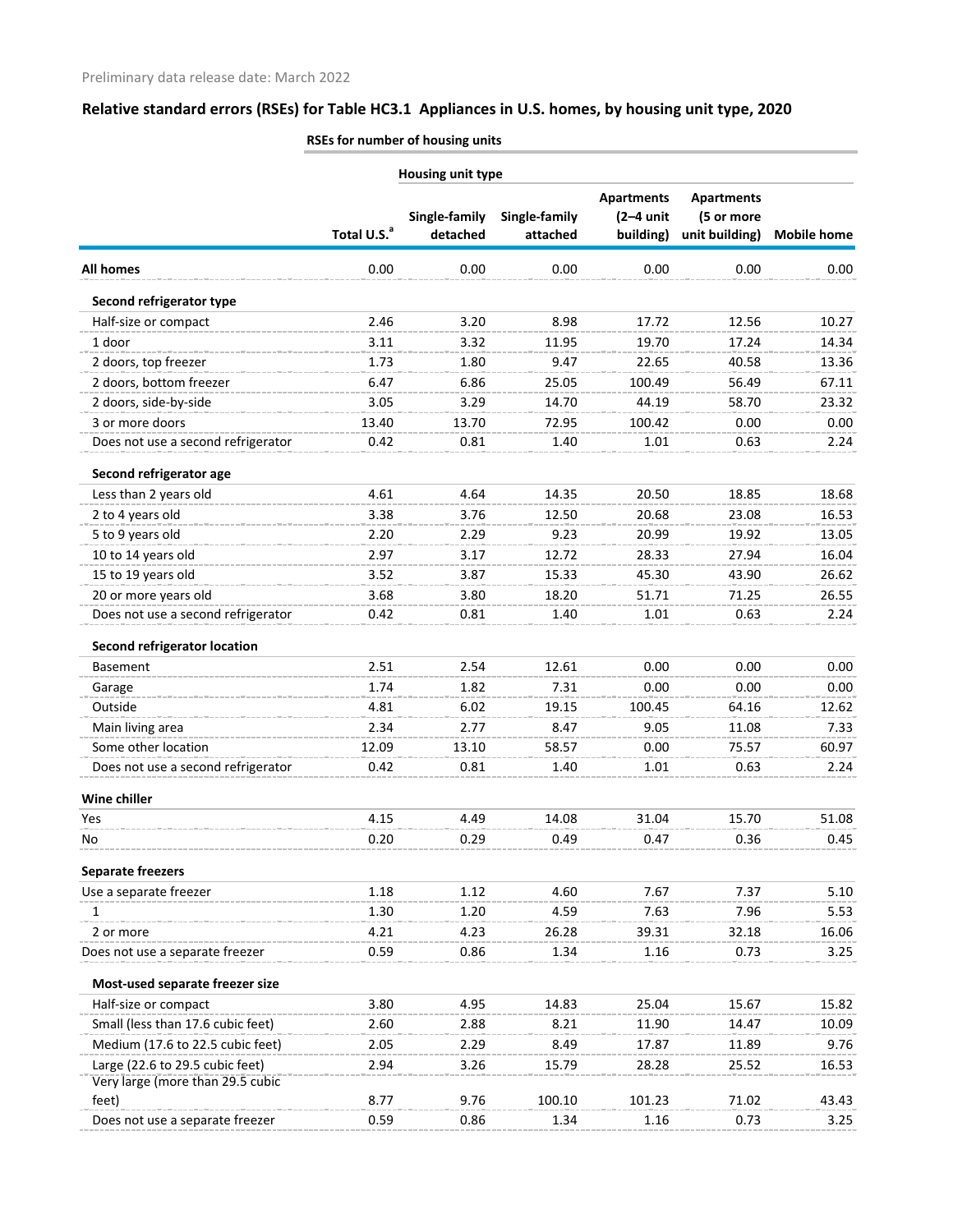Preliminary data release date: March 2022

## Relative standard errors (RSEs) for Table HC3.1 Appliances in U.S. homes, by housing unit type, 2020

| | RSEs for number of housing units | | | | | |
|---|---|---|---|---|---|---|
| | | Housing unit type | | | | |
| | Total U.S.[a] | Single-family detached | Single-family attached | Apartments (2–4 unit building) | Apartments (5 or more unit building) | Mobile home |
| **All homes** | 0.00 | 0.00 | 0.00 | 0.00 | 0.00 | 0.00 |
| **Second refrigerator type** | | | | | | |
| Half-size or compact | 2.46 | 3.20 | 8.98 | 17.72 | 12.56 | 10.27 |
| 1 door | 3.11 | 3.32 | 11.95 | 19.70 | 17.24 | 14.34 |
| 2 doors, top freezer | 1.73 | 1.80 | 9.47 | 22.65 | 40.58 | 13.36 |
| 2 doors, bottom freezer | 6.47 | 6.86 | 25.05 | 100.49 | 56.49 | 67.11 |
| 2 doors, side-by-side | 3.05 | 3.29 | 14.70 | 44.19 | 58.70 | 23.32 |
| 3 or more doors | 13.40 | 13.70 | 72.95 | 100.42 | 0.00 | 0.00 |
| Does not use a second refrigerator | 0.42 | 0.81 | 1.40 | 1.01 | 0.63 | 2.24 |
| **Second refrigerator age** | | | | | | |
| Less than 2 years old | 4.61 | 4.64 | 14.35 | 20.50 | 18.85 | 18.68 |
| 2 to 4 years old | 3.38 | 3.76 | 12.50 | 20.68 | 23.08 | 16.53 |
| 5 to 9 years old | 2.20 | 2.29 | 9.23 | 20.99 | 19.92 | 13.05 |
| 10 to 14 years old | 2.97 | 3.17 | 12.72 | 28.33 | 27.94 | 16.04 |
| 15 to 19 years old | 3.52 | 3.87 | 15.33 | 45.30 | 43.90 | 26.62 |
| 20 or more years old | 3.68 | 3.80 | 18.20 | 51.71 | 71.25 | 26.55 |
| Does not use a second refrigerator | 0.42 | 0.81 | 1.40 | 1.01 | 0.63 | 2.24 |
| **Second refrigerator location** | | | | | | |
| Basement | 2.51 | 2.54 | 12.61 | 0.00 | 0.00 | 0.00 |
| Garage | 1.74 | 1.82 | 7.31 | 0.00 | 0.00 | 0.00 |
| Outside | 4.81 | 6.02 | 19.15 | 100.45 | 64.16 | 12.62 |
| Main living area | 2.34 | 2.77 | 8.47 | 9.05 | 11.08 | 7.33 |
| Some other location | 12.09 | 13.10 | 58.57 | 0.00 | 75.57 | 60.97 |
| Does not use a second refrigerator | 0.42 | 0.81 | 1.40 | 1.01 | 0.63 | 2.24 |
| **Wine chiller** | | | | | | |
| Yes | 4.15 | 4.49 | 14.08 | 31.04 | 15.70 | 51.08 |
| No | 0.20 | 0.29 | 0.49 | 0.47 | 0.36 | 0.45 |
| **Separate freezers** | | | | | | |
| Use a separate freezer | 1.18 | 1.12 | 4.60 | 7.67 | 7.37 | 5.10 |
| 1 | 1.30 | 1.20 | 4.59 | 7.63 | 7.96 | 5.53 |
| 2 or more | 4.21 | 4.23 | 26.28 | 39.31 | 32.18 | 16.06 |
| Does not use a separate freezer | 0.59 | 0.86 | 1.34 | 1.16 | 0.73 | 3.25 |
| **Most-used separate freezer size** | | | | | | |
| Half-size or compact | 3.80 | 4.95 | 14.83 | 25.04 | 15.67 | 15.82 |
| Small (less than 17.6 cubic feet) | 2.60 | 2.88 | 8.21 | 11.90 | 14.47 | 10.09 |
| Medium (17.6 to 22.5 cubic feet) | 2.05 | 2.29 | 8.49 | 17.87 | 11.89 | 9.76 |
| Large (22.6 to 29.5 cubic feet) | 2.94 | 3.26 | 15.79 | 28.28 | 25.52 | 16.53 |
| Very large (more than 29.5 cubic feet) | 8.77 | 9.76 | 100.10 | 101.23 | 71.02 | 43.43 |
| Does not use a separate freezer | 0.59 | 0.86 | 1.34 | 1.16 | 0.73 | 3.25 |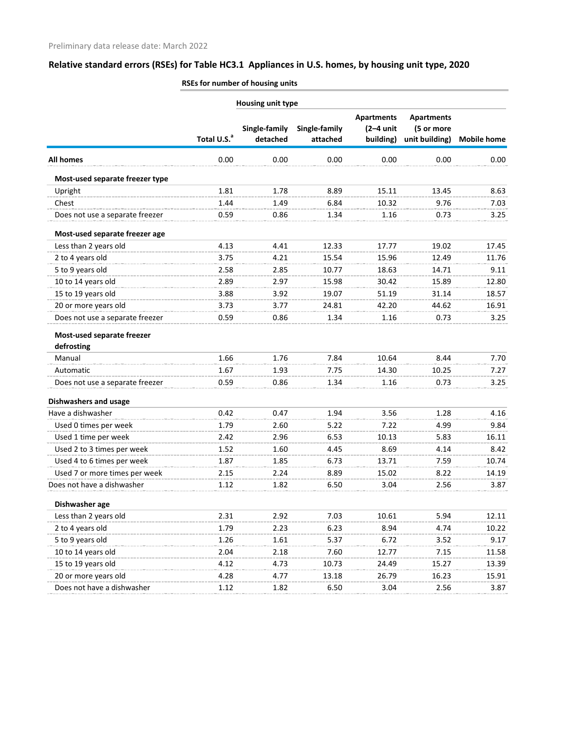Preliminary data release date: March 2022

## Relative standard errors (RSEs) for Table HC3.1 Appliances in U.S. homes, by housing unit type, 2020

| | RSEs for number of housing units | | | | | |
|---|---|---|---|---|---|---|
| | | Housing unit type | | | | |
| | Total U.S.[a] | Single-family detached | Single-family attached | Apartments (2–4 unit building) | Apartments (5 or more unit building) | Mobile home |
| **All homes** | 0.00 | 0.00 | 0.00 | 0.00 | 0.00 | 0.00 |
| **Most-used separate freezer type** | | | | | | |
| Upright | 1.81 | 1.78 | 8.89 | 15.11 | 13.45 | 8.63 |
| Chest | 1.44 | 1.49 | 6.84 | 10.32 | 9.76 | 7.03 |
| Does not use a separate freezer | 0.59 | 0.86 | 1.34 | 1.16 | 0.73 | 3.25 |
| **Most-used separate freezer age** | | | | | | |
| Less than 2 years old | 4.13 | 4.41 | 12.33 | 17.77 | 19.02 | 17.45 |
| 2 to 4 years old | 3.75 | 4.21 | 15.54 | 15.96 | 12.49 | 11.76 |
| 5 to 9 years old | 2.58 | 2.85 | 10.77 | 18.63 | 14.71 | 9.11 |
| 10 to 14 years old | 2.89 | 2.97 | 15.98 | 30.42 | 15.89 | 12.80 |
| 15 to 19 years old | 3.88 | 3.92 | 19.07 | 51.19 | 31.14 | 18.57 |
| 20 or more years old | 3.73 | 3.77 | 24.81 | 42.20 | 44.62 | 16.91 |
| Does not use a separate freezer | 0.59 | 0.86 | 1.34 | 1.16 | 0.73 | 3.25 |
| **Most-used separate freezer defrosting** | | | | | | |
| Manual | 1.66 | 1.76 | 7.84 | 10.64 | 8.44 | 7.70 |
| Automatic | 1.67 | 1.93 | 7.75 | 14.30 | 10.25 | 7.27 |
| Does not use a separate freezer | 0.59 | 0.86 | 1.34 | 1.16 | 0.73 | 3.25 |
| **Dishwashers and usage** | | | | | | |
| Have a dishwasher | 0.42 | 0.47 | 1.94 | 3.56 | 1.28 | 4.16 |
| Used 0 times per week | 1.79 | 2.60 | 5.22 | 7.22 | 4.99 | 9.84 |
| Used 1 time per week | 2.42 | 2.96 | 6.53 | 10.13 | 5.83 | 16.11 |
| Used 2 to 3 times per week | 1.52 | 1.60 | 4.45 | 8.69 | 4.14 | 8.42 |
| Used 4 to 6 times per week | 1.87 | 1.85 | 6.73 | 13.71 | 7.59 | 10.74 |
| Used 7 or more times per week | 2.15 | 2.24 | 8.89 | 15.02 | 8.22 | 14.19 |
| Does not have a dishwasher | 1.12 | 1.82 | 6.50 | 3.04 | 2.56 | 3.87 |
| **Dishwasher age** | | | | | | |
| Less than 2 years old | 2.31 | 2.92 | 7.03 | 10.61 | 5.94 | 12.11 |
| 2 to 4 years old | 1.79 | 2.23 | 6.23 | 8.94 | 4.74 | 10.22 |
| 5 to 9 years old | 1.26 | 1.61 | 5.37 | 6.72 | 3.52 | 9.17 |
| 10 to 14 years old | 2.04 | 2.18 | 7.60 | 12.77 | 7.15 | 11.58 |
| 15 to 19 years old | 4.12 | 4.73 | 10.73 | 24.49 | 15.27 | 13.39 |
| 20 or more years old | 4.28 | 4.77 | 13.18 | 26.79 | 16.23 | 15.91 |
| Does not have a dishwasher | 1.12 | 1.82 | 6.50 | 3.04 | 2.56 | 3.87 |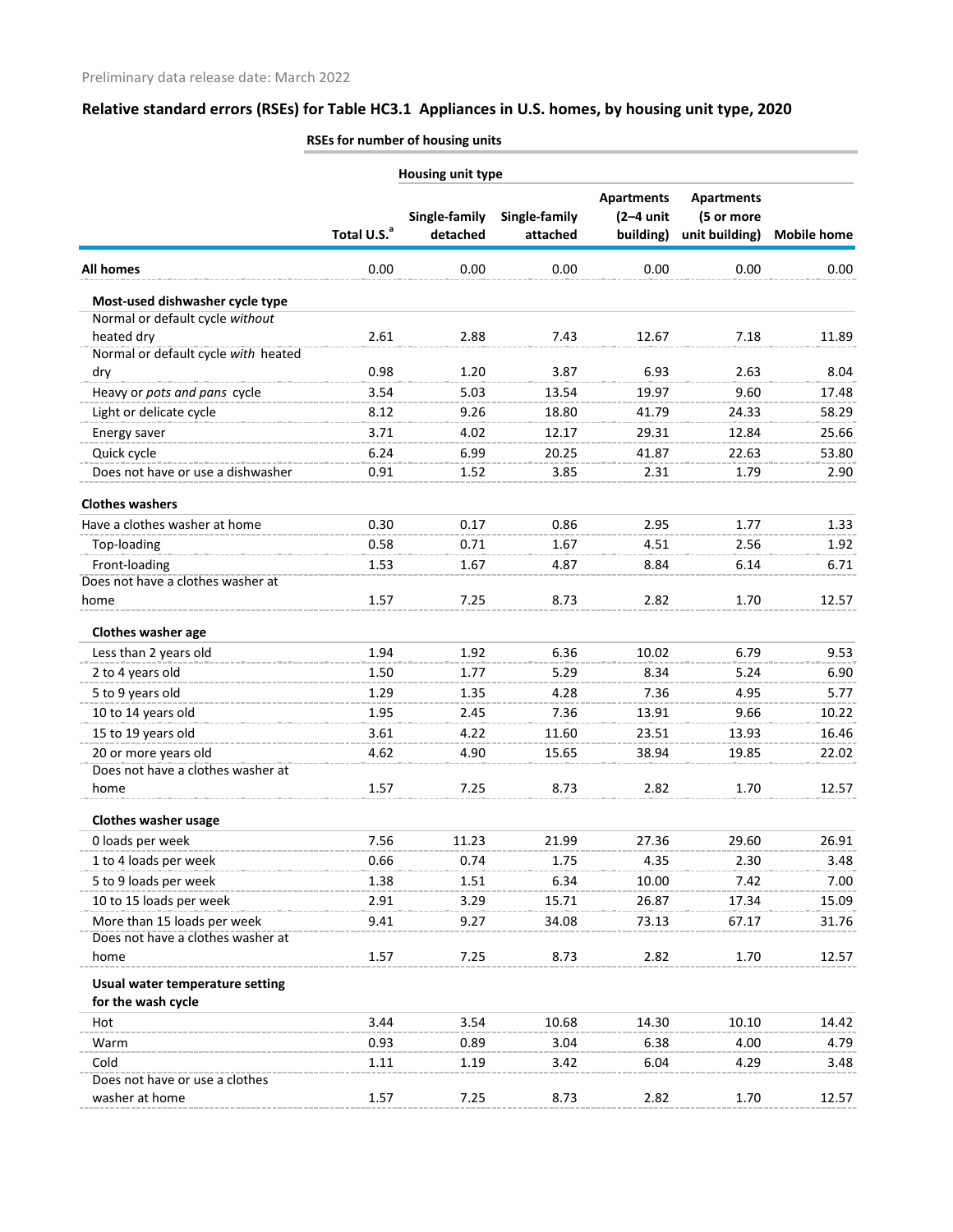Preliminary data release date: March 2022

## Relative standard errors (RSEs) for Table HC3.1 Appliances in U.S. homes, by housing unit type, 2020

| | RSEs for number of housing units | | | | | |
|---|---|---|---|---|---|---|
| | | Housing unit type | | | | |
| | Total U.S.[a] | Single-family detached | Single-family attached | Apartments (2–4 unit building) | Apartments (5 or more unit building) | Mobile home |
| **All homes** | 0.00 | 0.00 | 0.00 | 0.00 | 0.00 | 0.00 |
| **Most-used dishwasher cycle type** | | | | | | |
| Normal or default cycle *without* heated dry | 2.61 | 2.88 | 7.43 | 12.67 | 7.18 | 11.89 |
| Normal or default cycle *with* heated dry | 0.98 | 1.20 | 3.87 | 6.93 | 2.63 | 8.04 |
| Heavy or *pots and pans* cycle | 3.54 | 5.03 | 13.54 | 19.97 | 9.60 | 17.48 |
| Light or delicate cycle | 8.12 | 9.26 | 18.80 | 41.79 | 24.33 | 58.29 |
| Energy saver | 3.71 | 4.02 | 12.17 | 29.31 | 12.84 | 25.66 |
| Quick cycle | 6.24 | 6.99 | 20.25 | 41.87 | 22.63 | 53.80 |
| Does not have or use a dishwasher | 0.91 | 1.52 | 3.85 | 2.31 | 1.79 | 2.90 |
| **Clothes washers** | | | | | | |
| Have a clothes washer at home | 0.30 | 0.17 | 0.86 | 2.95 | 1.77 | 1.33 |
| Top-loading | 0.58 | 0.71 | 1.67 | 4.51 | 2.56 | 1.92 |
| Front-loading | 1.53 | 1.67 | 4.87 | 8.84 | 6.14 | 6.71 |
| Does not have a clothes washer at home | 1.57 | 7.25 | 8.73 | 2.82 | 1.70 | 12.57 |
| **Clothes washer age** | | | | | | |
| Less than 2 years old | 1.94 | 1.92 | 6.36 | 10.02 | 6.79 | 9.53 |
| 2 to 4 years old | 1.50 | 1.77 | 5.29 | 8.34 | 5.24 | 6.90 |
| 5 to 9 years old | 1.29 | 1.35 | 4.28 | 7.36 | 4.95 | 5.77 |
| 10 to 14 years old | 1.95 | 2.45 | 7.36 | 13.91 | 9.66 | 10.22 |
| 15 to 19 years old | 3.61 | 4.22 | 11.60 | 23.51 | 13.93 | 16.46 |
| 20 or more years old | 4.62 | 4.90 | 15.65 | 38.94 | 19.85 | 22.02 |
| Does not have a clothes washer at home | 1.57 | 7.25 | 8.73 | 2.82 | 1.70 | 12.57 |
| **Clothes washer usage** | | | | | | |
| 0 loads per week | 7.56 | 11.23 | 21.99 | 27.36 | 29.60 | 26.91 |
| 1 to 4 loads per week | 0.66 | 0.74 | 1.75 | 4.35 | 2.30 | 3.48 |
| 5 to 9 loads per week | 1.38 | 1.51 | 6.34 | 10.00 | 7.42 | 7.00 |
| 10 to 15 loads per week | 2.91 | 3.29 | 15.71 | 26.87 | 17.34 | 15.09 |
| More than 15 loads per week | 9.41 | 9.27 | 34.08 | 73.13 | 67.17 | 31.76 |
| Does not have a clothes washer at home | 1.57 | 7.25 | 8.73 | 2.82 | 1.70 | 12.57 |
| **Usual water temperature setting for the wash cycle** | | | | | | |
| Hot | 3.44 | 3.54 | 10.68 | 14.30 | 10.10 | 14.42 |
| Warm | 0.93 | 0.89 | 3.04 | 6.38 | 4.00 | 4.79 |
| Cold | 1.11 | 1.19 | 3.42 | 6.04 | 4.29 | 3.48 |
| Does not have or use a clothes washer at home | 1.57 | 7.25 | 8.73 | 2.82 | 1.70 | 12.57 |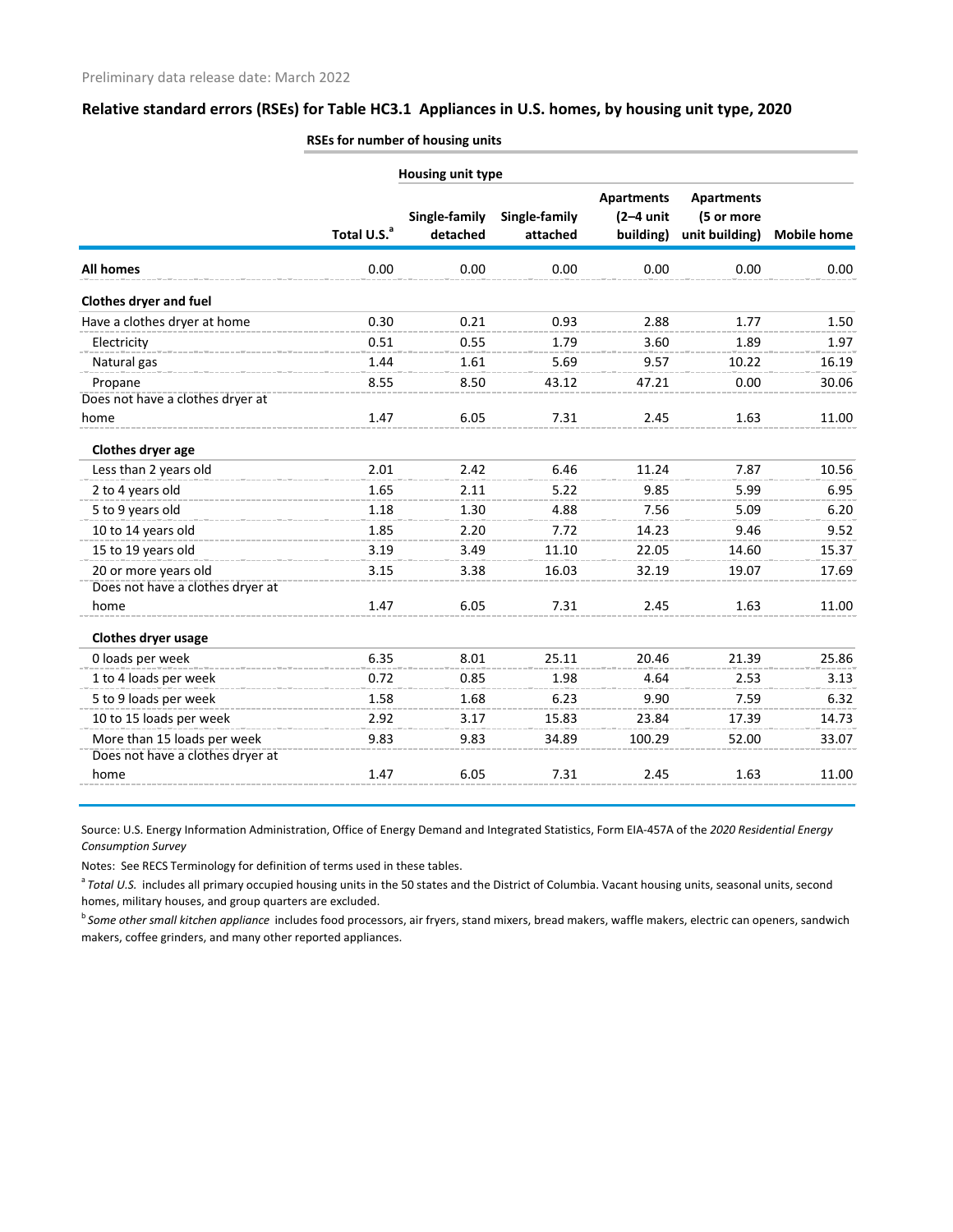Preliminary data release date: March 2022

## Relative standard errors (RSEs) for Table HC3.1 Appliances in U.S. homes, by housing unit type, 2020

| | RSEs for number of housing units | | | | | |
|---|---|---|---|---|---|---|
| | | Housing unit type | | | | |
| | Total U.S.[a] | Single-family detached | Single-family attached | Apartments (2–4 unit building) | Apartments (5 or more unit building) | Mobile home |
| **All homes** | 0.00 | 0.00 | 0.00 | 0.00 | 0.00 | 0.00 |
| **Clothes dryer and fuel** | | | | | | |
| Have a clothes dryer at home | 0.30 | 0.21 | 0.93 | 2.88 | 1.77 | 1.50 |
| Electricity | 0.51 | 0.55 | 1.79 | 3.60 | 1.89 | 1.97 |
| Natural gas | 1.44 | 1.61 | 5.69 | 9.57 | 10.22 | 16.19 |
| Propane | 8.55 | 8.50 | 43.12 | 47.21 | 0.00 | 30.06 |
| Does not have a clothes dryer at home | 1.47 | 6.05 | 7.31 | 2.45 | 1.63 | 11.00 |
| **Clothes dryer age** | | | | | | |
| Less than 2 years old | 2.01 | 2.42 | 6.46 | 11.24 | 7.87 | 10.56 |
| 2 to 4 years old | 1.65 | 2.11 | 5.22 | 9.85 | 5.99 | 6.95 |
| 5 to 9 years old | 1.18 | 1.30 | 4.88 | 7.56 | 5.09 | 6.20 |
| 10 to 14 years old | 1.85 | 2.20 | 7.72 | 14.23 | 9.46 | 9.52 |
| 15 to 19 years old | 3.19 | 3.49 | 11.10 | 22.05 | 14.60 | 15.37 |
| 20 or more years old | 3.15 | 3.38 | 16.03 | 32.19 | 19.07 | 17.69 |
| Does not have a clothes dryer at home | 1.47 | 6.05 | 7.31 | 2.45 | 1.63 | 11.00 |
| **Clothes dryer usage** | | | | | | |
| 0 loads per week | 6.35 | 8.01 | 25.11 | 20.46 | 21.39 | 25.86 |
| 1 to 4 loads per week | 0.72 | 0.85 | 1.98 | 4.64 | 2.53 | 3.13 |
| 5 to 9 loads per week | 1.58 | 1.68 | 6.23 | 9.90 | 7.59 | 6.32 |
| 10 to 15 loads per week | 2.92 | 3.17 | 15.83 | 23.84 | 17.39 | 14.73 |
| More than 15 loads per week | 9.83 | 9.83 | 34.89 | 100.29 | 52.00 | 33.07 |
| Does not have a clothes dryer at home | 1.47 | 6.05 | 7.31 | 2.45 | 1.63 | 11.00 |

Source: U.S. Energy Information Administration, Office of Energy Demand and Integrated Statistics, Form EIA-457A of the *2020 Residential Energy Consumption Survey*

Notes: See RECS Terminology for definition of terms used in these tables.

[a] *Total U.S.* includes all primary occupied housing units in the 50 states and the District of Columbia. Vacant housing units, seasonal units, second homes, military houses, and group quarters are excluded.

[b] *Some other small kitchen appliance* includes food processors, air fryers, stand mixers, bread makers, waffle makers, electric can openers, sandwich makers, coffee grinders, and many other reported appliances.